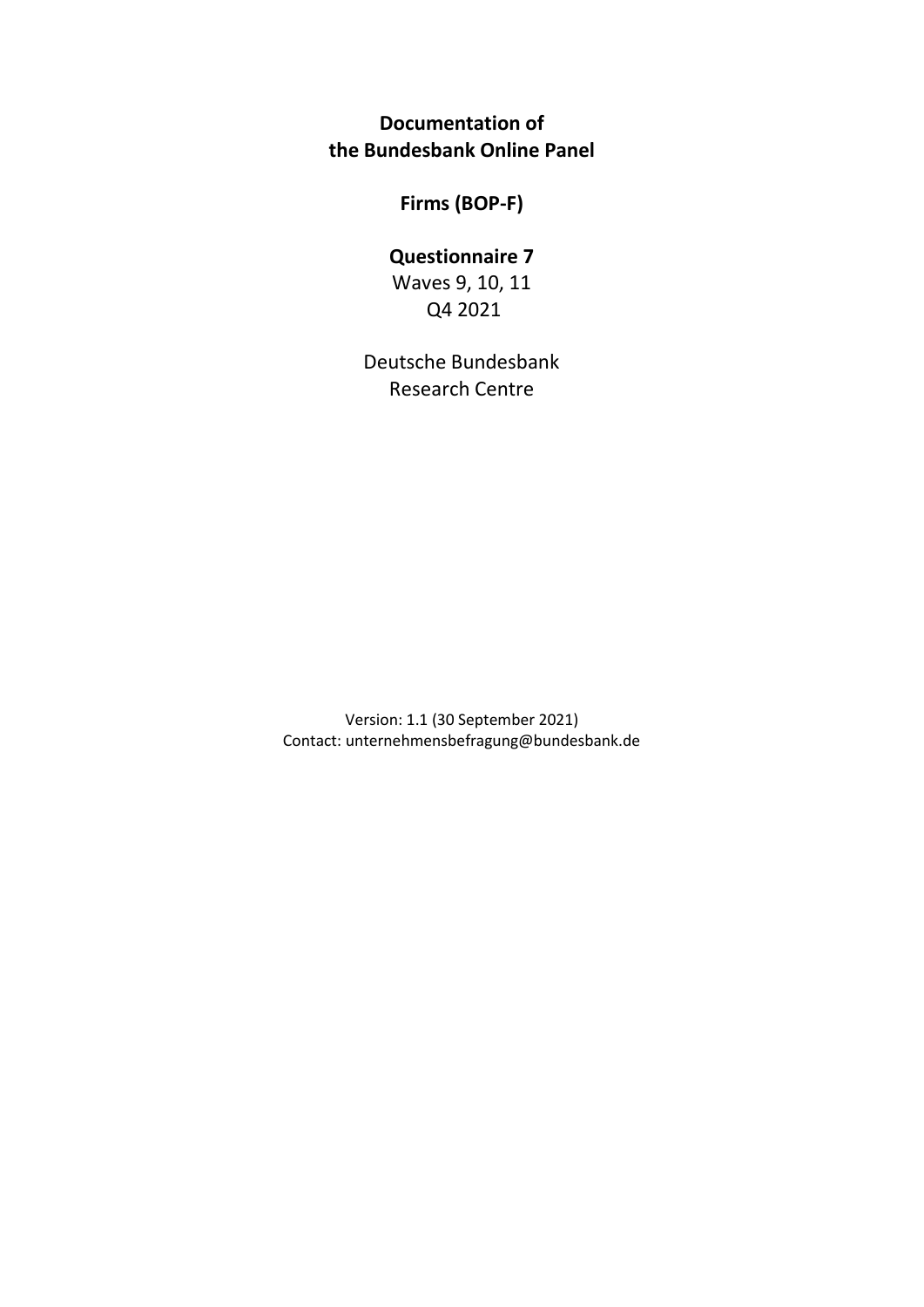**Documentation of**
**the Bundesbank Online Panel**

**Firms (BOP-F)**

**Questionnaire 7**

Waves 9, 10, 11

Q4 2021

Deutsche Bundesbank

Research Centre

Version: 1.1 (30 September 2021)

Contact: unternehmensbefragung@bundesbank.de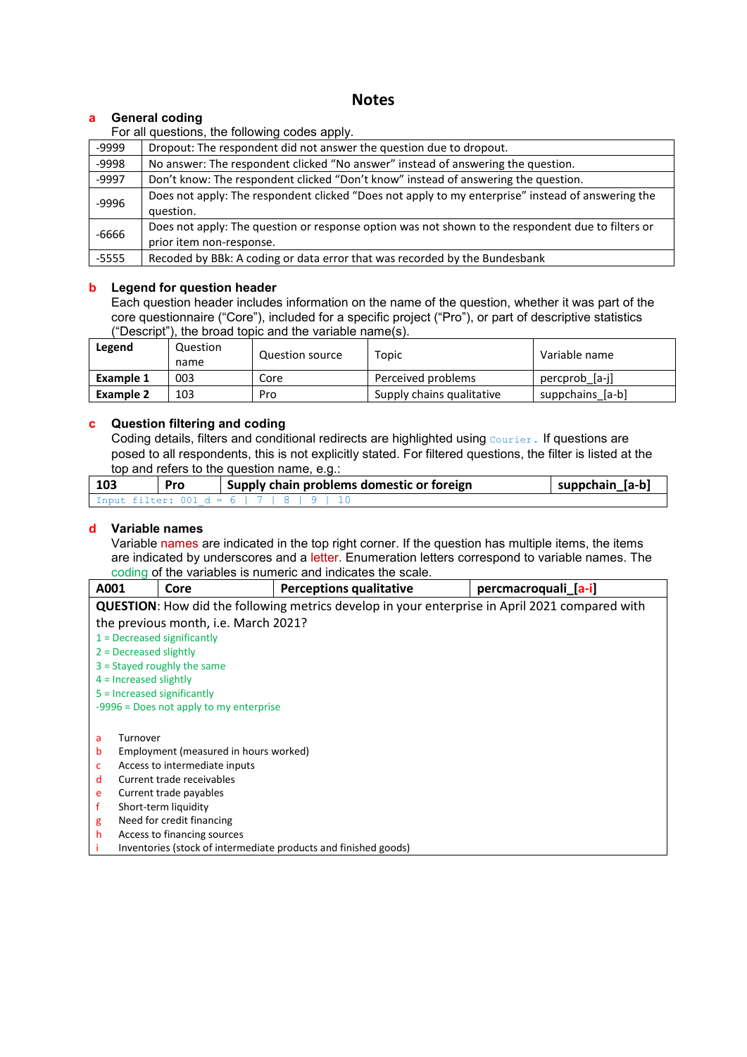# Notes

## a General coding

For all questions, the following codes apply.

| Code | Description |
|---|---|
| -9999 | Dropout: The respondent did not answer the question due to dropout. |
| -9998 | No answer: The respondent clicked “No answer” instead of answering the question. |
| -9997 | Don’t know: The respondent clicked “Don’t know” instead of answering the question. |
| -9996 | Does not apply: The respondent clicked “Does not apply to my enterprise” instead of answering the question. |
| -6666 | Does not apply: The question or response option was not shown to the respondent due to filters or prior item non-response. |
| -5555 | Recoded by BBk: A coding or data error that was recorded by the Bundesbank |

## b Legend for question header

Each question header includes information on the name of the question, whether it was part of the core questionnaire (“Core”), included for a specific project (“Pro”), or part of descriptive statistics (“Descript”), the broad topic and the variable name(s).

| Legend | Question name | Question source | Topic | Variable name |
|---|---|---|---|---|
| **Example 1** | 003 | Core | Perceived problems | percprob_[a-j] |
| **Example 2** | 103 | Pro | Supply chains qualitative | suppchains_[a-b] |

## c Question filtering and coding

Coding details, filters and conditional redirects are highlighted using `Courier.` If questions are posed to all respondents, this is not explicitly stated. For filtered questions, the filter is listed at the top and refers to the question name, e.g.:

| **103** | **Pro** | **Supply chain problems domestic or foreign** | **suppchain_[a-b]** |
|---|---|---|---|
| `Input filter: 001_d = 6 | 7 | 8 | 9 | 10` | | | |

## d Variable names

Variable names are indicated in the top right corner. If the question has multiple items, the items are indicated by underscores and a letter. Enumeration letters correspond to variable names. The coding of the variables is numeric and indicates the scale.

| **A001** | **Core** | **Perceptions qualitative** | **percmacroquali_[a-i]** |
|---|---|---|---|

**QUESTION**: How did the following metrics develop in your enterprise in April 2021 compared with the previous month, i.e. March 2021?

1 = Decreased significantly
2 = Decreased slightly
3 = Stayed roughly the same
4 = Increased slightly
5 = Increased significantly
-9996 = Does not apply to my enterprise

- a Turnover
- b Employment (measured in hours worked)
- c Access to intermediate inputs
- d Current trade receivables
- e Current trade payables
- f Short-term liquidity
- g Need for credit financing
- h Access to financing sources
- i Inventories (stock of intermediate products and finished goods)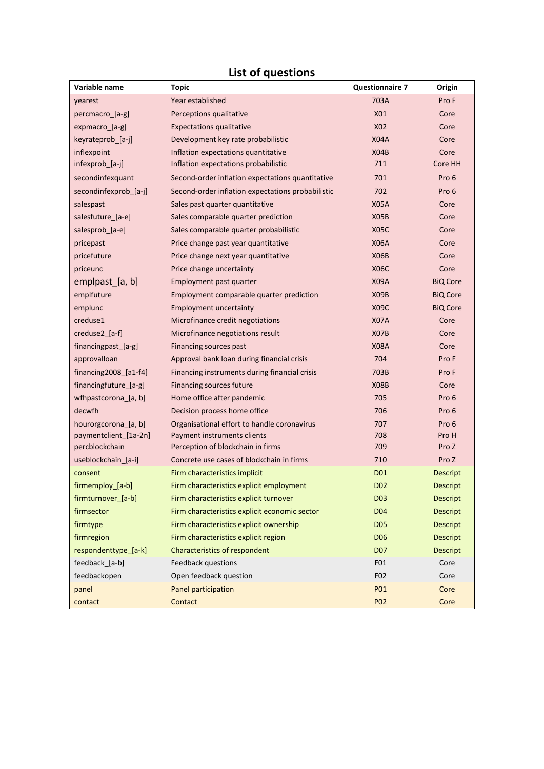# List of questions

| Variable name | Topic | Questionnaire 7 | Origin |
|---|---|---|---|
| yearest | Year established | 703A | Pro F |
| percmacro_[a-g] | Perceptions qualitative | X01 | Core |
| expmacro_[a-g] | Expectations qualitative | X02 | Core |
| keyrateprob_[a-j] | Development key rate probabilistic | X04A | Core |
| inflexpoint | Inflation expectations quantitative | X04B | Core |
| infexprob_[a-j] | Inflation expectations probabilistic | 711 | Core HH |
| secondinfexquant | Second-order inflation expectations quantitative | 701 | Pro 6 |
| secondinfexprob_[a-j] | Second-order inflation expectations probabilistic | 702 | Pro 6 |
| salespast | Sales past quarter quantitative | X05A | Core |
| salesfuture_[a-e] | Sales comparable quarter prediction | X05B | Core |
| salesprob_[a-e] | Sales comparable quarter probabilistic | X05C | Core |
| pricepast | Price change past year quantitative | X06A | Core |
| pricefuture | Price change next year quantitative | X06B | Core |
| priceunc | Price change uncertainty | X06C | Core |
| emplpast_[a, b] | Employment past quarter | X09A | BiQ Core |
| emplfuture | Employment comparable quarter prediction | X09B | BiQ Core |
| emplunc | Employment uncertainty | X09C | BiQ Core |
| creduse1 | Microfinance credit negotiations | X07A | Core |
| creduse2_[a-f] | Microfinance negotiations result | X07B | Core |
| financingpast_[a-g] | Financing sources past | X08A | Core |
| approvalloan | Approval bank loan during financial crisis | 704 | Pro F |
| financing2008_[a1-f4] | Financing instruments during financial crisis | 703B | Pro F |
| financingfuture_[a-g] | Financing sources future | X08B | Core |
| wfhpastcorona_[a, b] | Home office after pandemic | 705 | Pro 6 |
| decwfh | Decision process home office | 706 | Pro 6 |
| hourorgcorona_[a, b] | Organisational effort to handle coronavirus | 707 | Pro 6 |
| paymentclient_[1a-2n] | Payment instruments clients | 708 | Pro H |
| percblockchain | Perception of blockchain in firms | 709 | Pro Z |
| useblockchain_[a-i] | Concrete use cases of blockchain in firms | 710 | Pro Z |
| consent | Firm characteristics implicit | D01 | Descript |
| firmemploy_[a-b] | Firm characteristics explicit employment | D02 | Descript |
| firmturnover_[a-b] | Firm characteristics explicit turnover | D03 | Descript |
| firmsector | Firm characteristics explicit economic sector | D04 | Descript |
| firmtype | Firm characteristics explicit ownership | D05 | Descript |
| firmregion | Firm characteristics explicit region | D06 | Descript |
| respondenttype_[a-k] | Characteristics of respondent | D07 | Descript |
| feedback_[a-b] | Feedback questions | F01 | Core |
| feedbackopen | Open feedback question | F02 | Core |
| panel | Panel participation | P01 | Core |
| contact | Contact | P02 | Core |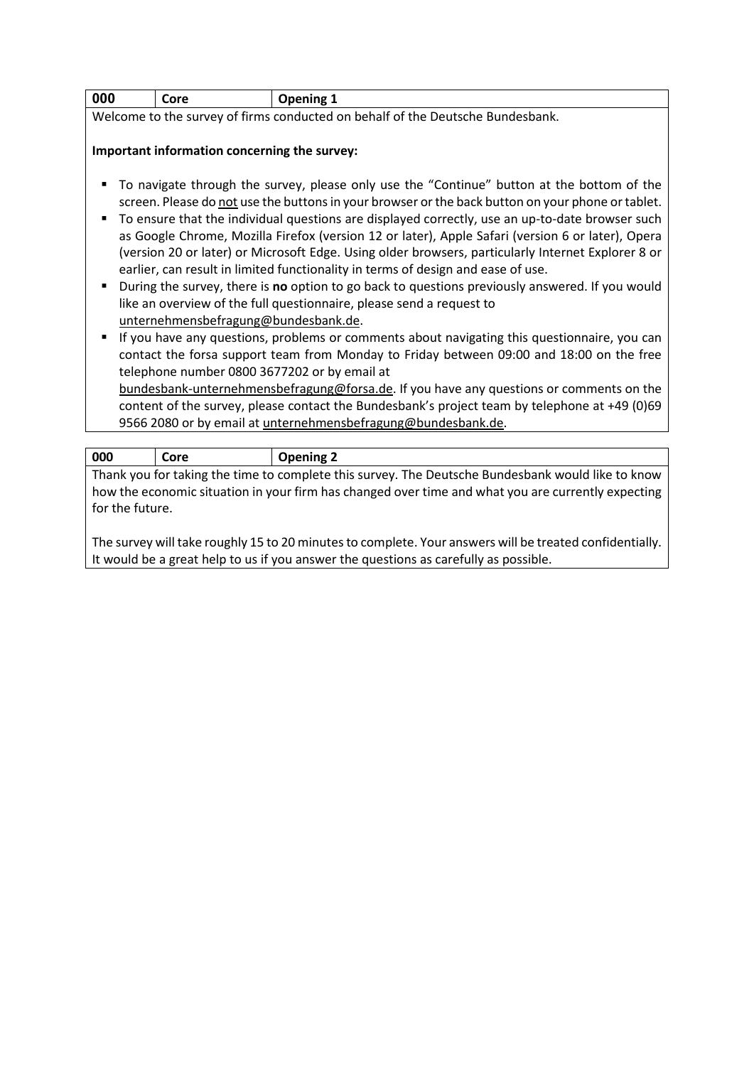| 000 | Core | Opening 1 |
|---|---|---|

Welcome to the survey of firms conducted on behalf of the Deutsche Bundesbank.

**Important information concerning the survey:**

- To navigate through the survey, please only use the "Continue" button at the bottom of the screen. Please do not use the buttons in your browser or the back button on your phone or tablet.
- To ensure that the individual questions are displayed correctly, use an up-to-date browser such as Google Chrome, Mozilla Firefox (version 12 or later), Apple Safari (version 6 or later), Opera (version 20 or later) or Microsoft Edge. Using older browsers, particularly Internet Explorer 8 or earlier, can result in limited functionality in terms of design and ease of use.
- During the survey, there is **no** option to go back to questions previously answered. If you would like an overview of the full questionnaire, please send a request to unternehmensbefragung@bundesbank.de.
- If you have any questions, problems or comments about navigating this questionnaire, you can contact the forsa support team from Monday to Friday between 09:00 and 18:00 on the free telephone number 0800 3677202 or by email at bundesbank-unternehmensbefragung@forsa.de. If you have any questions or comments on the content of the survey, please contact the Bundesbank's project team by telephone at +49 (0)69 9566 2080 or by email at unternehmensbefragung@bundesbank.de.

| 000 | Core | Opening 2 |
|---|---|---|

Thank you for taking the time to complete this survey. The Deutsche Bundesbank would like to know how the economic situation in your firm has changed over time and what you are currently expecting for the future.

The survey will take roughly 15 to 20 minutes to complete. Your answers will be treated confidentially. It would be a great help to us if you answer the questions as carefully as possible.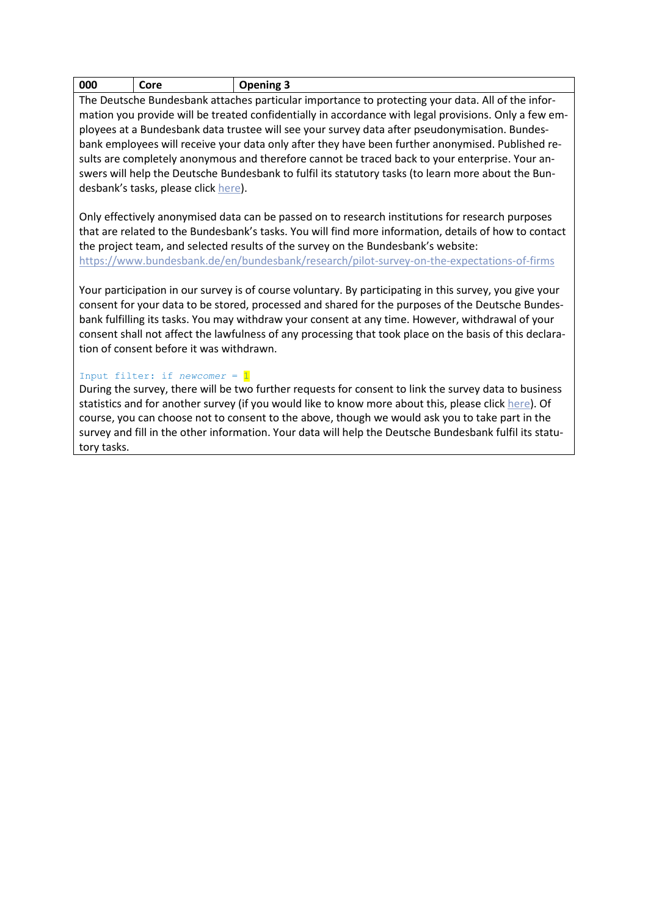| 000 | Core | Opening 3 |
|---|---|---|

The Deutsche Bundesbank attaches particular importance to protecting your data. All of the information you provide will be treated confidentially in accordance with legal provisions. Only a few employees at a Bundesbank data trustee will see your survey data after pseudonymisation. Bundesbank employees will receive your data only after they have been further anonymised. Published results are completely anonymous and therefore cannot be traced back to your enterprise. Your answers will help the Deutsche Bundesbank to fulfil its statutory tasks (to learn more about the Bundesbank's tasks, please click here).

Only effectively anonymised data can be passed on to research institutions for research purposes that are related to the Bundesbank's tasks. You will find more information, details of how to contact the project team, and selected results of the survey on the Bundesbank's website:
https://www.bundesbank.de/en/bundesbank/research/pilot-survey-on-the-expectations-of-firms

Your participation in our survey is of course voluntary. By participating in this survey, you give your consent for your data to be stored, processed and shared for the purposes of the Deutsche Bundesbank fulfilling its tasks. You may withdraw your consent at any time. However, withdrawal of your consent shall not affect the lawfulness of any processing that took place on the basis of this declaration of consent before it was withdrawn.

```
Input filter: if newcomer = 1
```

During the survey, there will be two further requests for consent to link the survey data to business statistics and for another survey (if you would like to know more about this, please click here). Of course, you can choose not to consent to the above, though we would ask you to take part in the survey and fill in the other information. Your data will help the Deutsche Bundesbank fulfil its statutory tasks.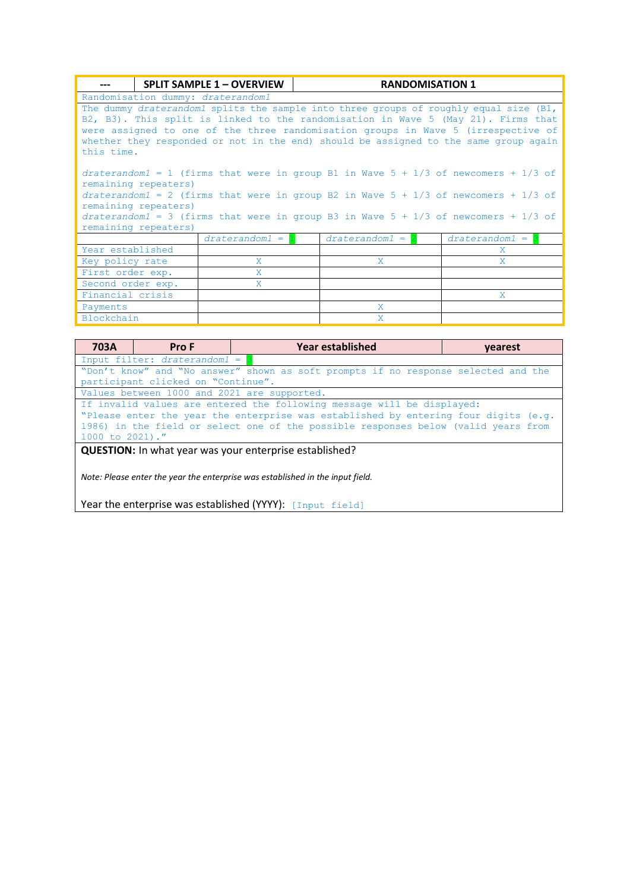| --- | SPLIT SAMPLE 1 – OVERVIEW | RANDOMISATION 1 | |
|---|---|---|---|
| Randomisation dummy: *draterandom1* | | | |
| The dummy *draterandom1* splits the sample into three groups of roughly equal size (B1, B2, B3). This split is linked to the randomisation in Wave 5 (May 21). Firms that were assigned to one of the three randomisation groups in Wave 5 (irrespective of whether they responded or not in the end) should be assigned to the same group again this time.<br><br>*draterandom1* = 1 (firms that were in group B1 in Wave 5 + 1/3 of newcomers + 1/3 of remaining repeaters)<br>*draterandom1* = 2 (firms that were in group B2 in Wave 5 + 1/3 of newcomers + 1/3 of remaining repeaters)<br>*draterandom1* = 3 (firms that were in group B3 in Wave 5 + 1/3 of newcomers + 1/3 of remaining repeaters) | | | |
| | *draterandom1* = 1 | *draterandom1* = 2 | *draterandom1* = 3 |
| Year established | | | X |
| Key policy rate | X | X | X |
| First order exp. | X | | |
| Second order exp. | X | | |
| Financial crisis | | | X |
| Payments | | X | |
| Blockchain | | X | |

| 703A | Pro F | Year established | yearest |
|---|---|---|---|
| Input filter: *draterandom1* = 3 | | | |
| "Don't know" and "No answer" shown as soft prompts if no response selected and the participant clicked on "Continue". | | | |
| Values between 1000 and 2021 are supported. | | | |
| If invalid values are entered the following message will be displayed:<br>"Please enter the year the enterprise was established by entering four digits (e.g. 1986) in the field or select one of the possible responses below (valid years from 1000 to 2021)." | | | |

**QUESTION:** In what year was your enterprise established?

*Note: Please enter the year the enterprise was established in the input field.*

Year the enterprise was established (YYYY): [Input field]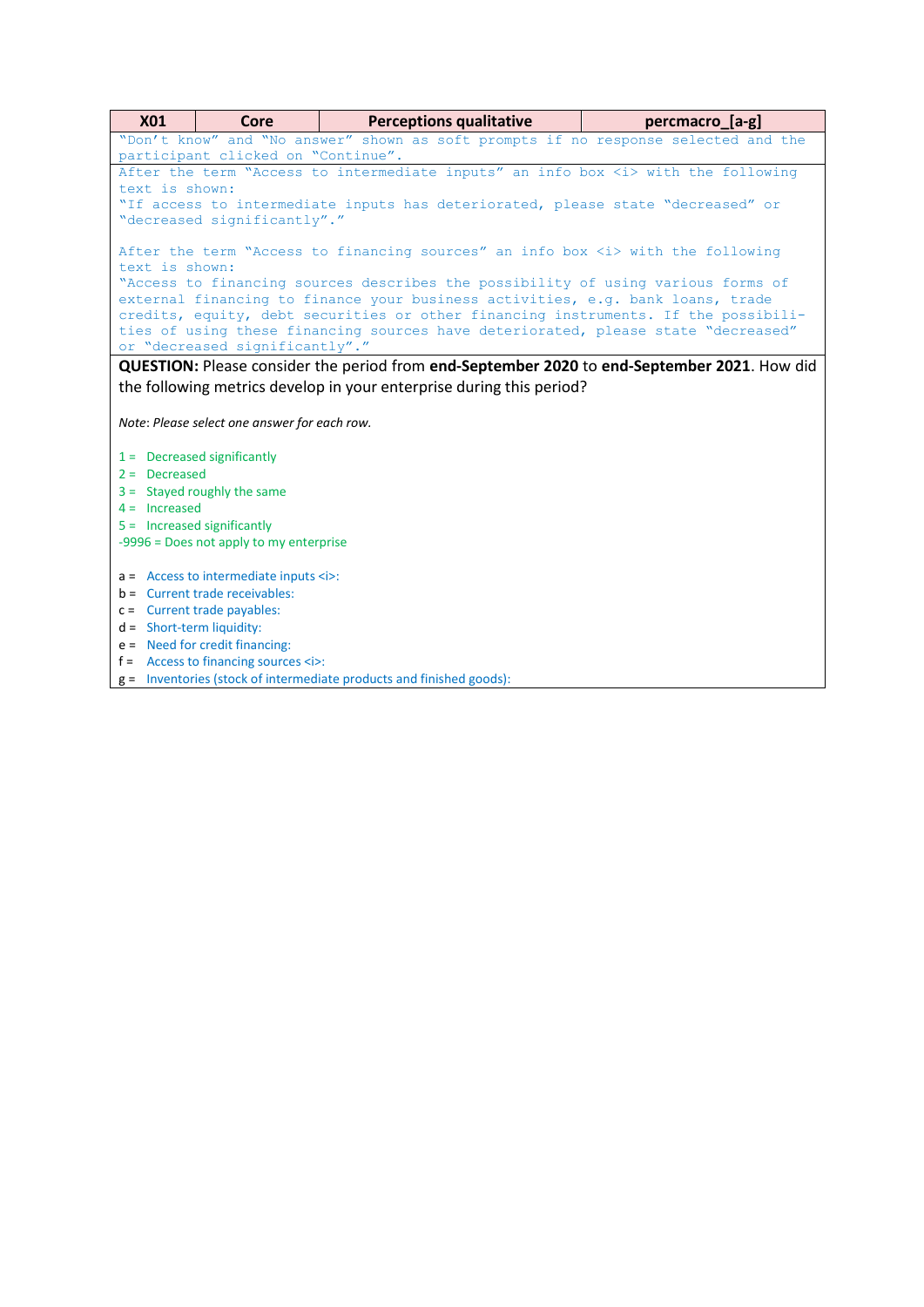| X01 | Core | Perceptions qualitative | percmacro_[a-g] |
|---|---|---|---|
| "Don't know" and "No answer" shown as soft prompts if no response selected and the participant clicked on "Continue". | | | |
| After the term "Access to intermediate inputs" an info box <i> with the following text is shown:<br>"If access to intermediate inputs has deteriorated, please state "decreased" or "decreased significantly"."<br><br>After the term "Access to financing sources" an info box <i> with the following text is shown:<br>"Access to financing sources describes the possibility of using various forms of external financing to finance your business activities, e.g. bank loans, trade credits, equity, debt securities or other financing instruments. If the possibilities of using these financing sources have deteriorated, please state "decreased" or "decreased significantly"." | | | |
| **QUESTION:** Please consider the period from **end-September 2020** to **end-September 2021**. How did the following metrics develop in your enterprise during this period?<br><br>*Note*: *Please select one answer for each row.*<br><br>1 = Decreased significantly<br>2 = Decreased<br>3 = Stayed roughly the same<br>4 = Increased<br>5 = Increased significantly<br>-9996 = Does not apply to my enterprise<br><br>a = Access to intermediate inputs <i>:<br>b = Current trade receivables:<br>c = Current trade payables:<br>d = Short-term liquidity:<br>e = Need for credit financing:<br>f = Access to financing sources <i>:<br>g = Inventories (stock of intermediate products and finished goods): | | | |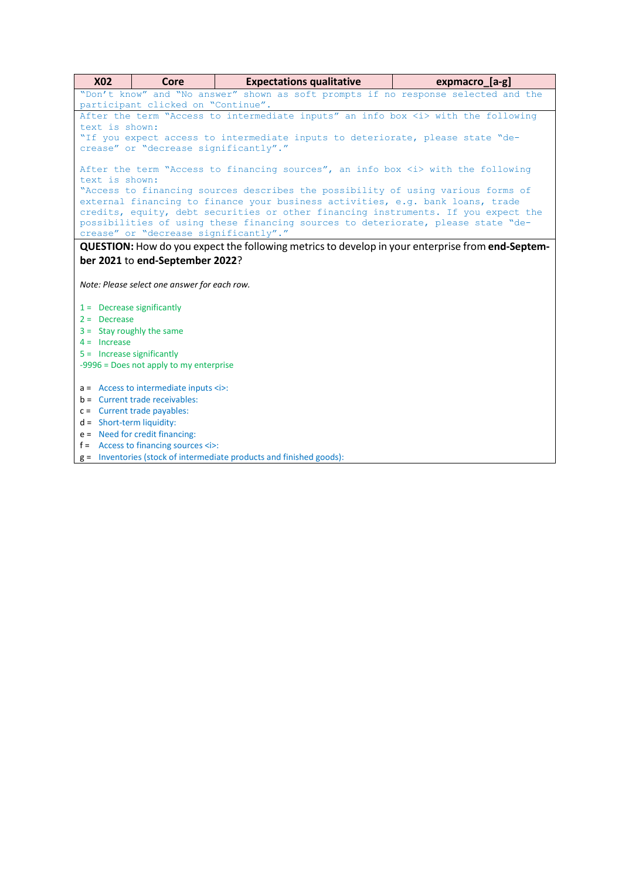| X02 | Core | Expectations qualitative | expmacro_[a-g] |
|---|---|---|---|

"Don't know" and "No answer" shown as soft prompts if no response selected and the participant clicked on "Continue".

After the term "Access to intermediate inputs" an info box <i> with the following text is shown:
"If you expect access to intermediate inputs to deteriorate, please state "decrease" or "decrease significantly"."

After the term "Access to financing sources", an info box <i> with the following text is shown:
"Access to financing sources describes the possibility of using various forms of external financing to finance your business activities, e.g. bank loans, trade credits, equity, debt securities or other financing instruments. If you expect the possibilities of using these financing sources to deteriorate, please state "decrease" or "decrease significantly"."

**QUESTION:** How do you expect the following metrics to develop in your enterprise from **end-September 2021** to **end-September 2022**?

*Note: Please select one answer for each row.*

1 = Decrease significantly
2 = Decrease
3 = Stay roughly the same
4 = Increase
5 = Increase significantly
-9996 = Does not apply to my enterprise

a = Access to intermediate inputs <i>:
b = Current trade receivables:
c = Current trade payables:
d = Short-term liquidity:
e = Need for credit financing:
f = Access to financing sources <i>:
g = Inventories (stock of intermediate products and finished goods):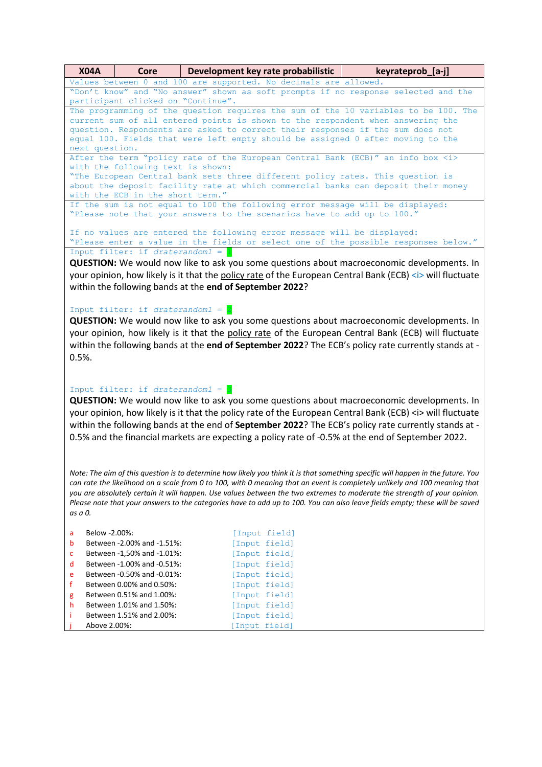| X04A | Core | Development key rate probabilistic | keyrateprob_[a-j] |
|---|---|---|---|

Values between 0 and 100 are supported. No decimals are allowed.

"Don't know" and "No answer" shown as soft prompts if no response selected and the participant clicked on "Continue".

The programming of the question requires the sum of the 10 variables to be 100. The current sum of all entered points is shown to the respondent when answering the question. Respondents are asked to correct their responses if the sum does not equal 100. Fields that were left empty should be assigned 0 after moving to the next question.

After the term "policy rate of the European Central Bank (ECB)" an info box <i> with the following text is shown:
"The European Central bank sets three different policy rates. This question is about the deposit facility rate at which commercial banks can deposit their money with the ECB in the short term."

If the sum is not equal to 100 the following error message will be displayed:
"Please note that your answers to the scenarios have to add up to 100."

If no values are entered the following error message will be displayed:
"Please enter a value in the fields or select one of the possible responses below."

Input filter: if *draterandom1* = 1

**QUESTION:** We would now like to ask you some questions about macroeconomic developments. In your opinion, how likely is it that the policy rate of the European Central Bank (ECB) <i> will fluctuate within the following bands at the **end of September 2022**?

Input filter: if *draterandom1* = 2

**QUESTION:** We would now like to ask you some questions about macroeconomic developments. In your opinion, how likely is it that the policy rate of the European Central Bank (ECB) will fluctuate within the following bands at the **end of September 2022**? The ECB's policy rate currently stands at -0.5%.

Input filter: if *draterandom1* = 3

**QUESTION:** We would now like to ask you some questions about macroeconomic developments. In your opinion, how likely is it that the policy rate of the European Central Bank (ECB) <i> will fluctuate within the following bands at the end of **September 2022**? The ECB's policy rate currently stands at -0.5% and the financial markets are expecting a policy rate of -0.5% at the end of September 2022.

*Note: The aim of this question is to determine how likely you think it is that something specific will happen in the future. You can rate the likelihood on a scale from 0 to 100, with 0 meaning that an event is completely unlikely and 100 meaning that you are absolutely certain it will happen. Use values between the two extremes to moderate the strength of your opinion. Please note that your answers to the categories have to add up to 100. You can also leave fields empty; these will be saved as a 0.*

| | | |
|---|---|---|
| a | Below -2.00%: | [Input field] |
| b | Between -2.00% and -1.51%: | [Input field] |
| c | Between -1,50% and -1.01%: | [Input field] |
| d | Between -1.00% and -0.51%: | [Input field] |
| e | Between -0.50% and -0.01%: | [Input field] |
| f | Between 0.00% and 0.50%: | [Input field] |
| g | Between 0.51% and 1.00%: | [Input field] |
| h | Between 1.01% and 1.50%: | [Input field] |
| i | Between 1.51% and 2.00%: | [Input field] |
| j | Above 2.00%: | [Input field] |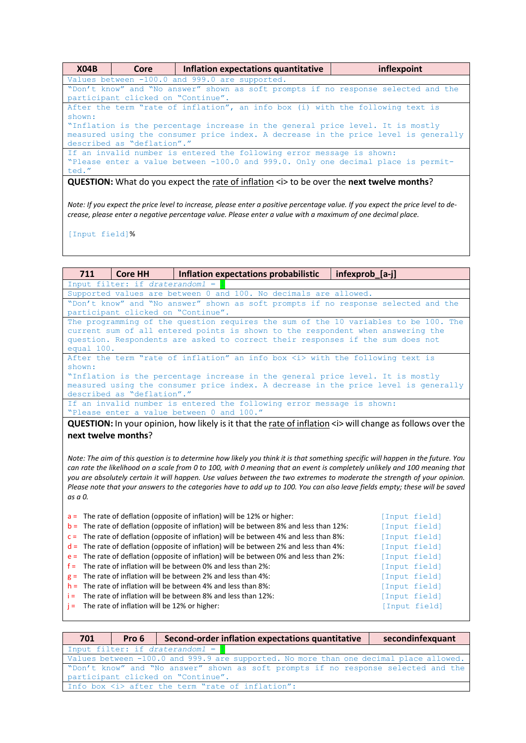| X04B | Core | Inflation expectations quantitative | inflexpoint |
|---|---|---|---|

Values between -100.0 and 999.0 are supported.

"Don't know" and "No answer" shown as soft prompts if no response selected and the participant clicked on "Continue".

After the term "rate of inflation", an info box (i) with the following text is shown:
"Inflation is the percentage increase in the general price level. It is mostly measured using the consumer price index. A decrease in the price level is generally described as "deflation"."

If an invalid number is entered the following error message is shown:
"Please enter a value between -100.0 and 999.0. Only one decimal place is permitted."

**QUESTION:** What do you expect the rate of inflation <i> to be over the **next twelve months**?

*Note: If you expect the price level to increase, please enter a positive percentage value. If you expect the price level to decrease, please enter a negative percentage value. Please enter a value with a maximum of one decimal place.*

[Input field]%

| 711 | Core HH | Inflation expectations probabilistic | infexprob_[a-j] |
|---|---|---|---|

Input filter: if *draterandom1* = 1

Supported values are between 0 and 100. No decimals are allowed.

"Don't know" and "No answer" shown as soft prompts if no response selected and the participant clicked on "Continue".

The programming of the question requires the sum of the 10 variables to be 100. The current sum of all entered points is shown to the respondent when answering the question. Respondents are asked to correct their responses if the sum does not equal 100.

After the term "rate of inflation" an info box <i> with the following text is shown:
"Inflation is the percentage increase in the general price level. It is mostly measured using the consumer price index. A decrease in the price level is generally described as "deflation"."

If an invalid number is entered the following error message is shown:
"Please enter a value between 0 and 100."

**QUESTION:** In your opinion, how likely is it that the rate of inflation <i> will change as follows over the **next twelve months**?

*Note: The aim of this question is to determine how likely you think it is that something specific will happen in the future. You can rate the likelihood on a scale from 0 to 100, with 0 meaning that an event is completely unlikely and 100 meaning that you are absolutely certain it will happen. Use values between the two extremes to moderate the strength of your opinion. Please note that your answers to the categories have to add up to 100. You can also leave fields empty; these will be saved as 0.*

| | | |
|---|---|---|
| a = | The rate of deflation (opposite of inflation) will be 12% or higher: | [Input field] |
| b = | The rate of deflation (opposite of inflation) will be between 8% and less than 12%: | [Input field] |
| c = | The rate of deflation (opposite of inflation) will be between 4% and less than 8%: | [Input field] |
| d = | The rate of deflation (opposite of inflation) will be between 2% and less than 4%: | [Input field] |
| e = | The rate of deflation (opposite of inflation) will be between 0% and less than 2%: | [Input field] |
| f = | The rate of inflation will be between 0% and less than 2%: | [Input field] |
| g = | The rate of inflation will be between 2% and less than 4%: | [Input field] |
| h = | The rate of inflation will be between 4% and less than 8%: | [Input field] |
| i = | The rate of inflation will be between 8% and less than 12%: | [Input field] |
| j = | The rate of inflation will be 12% or higher: | [Input field] |

| 701 | Pro 6 | Second-order inflation expectations quantitative | secondinfexquant |
|---|---|---|---|

Input filter: if *draterandom1* = 1

Values between -100.0 and 999.9 are supported. No more than one decimal place allowed.

"Don't know" and "No answer" shown as soft prompts if no response selected and the participant clicked on "Continue".

Info box <i> after the term "rate of inflation":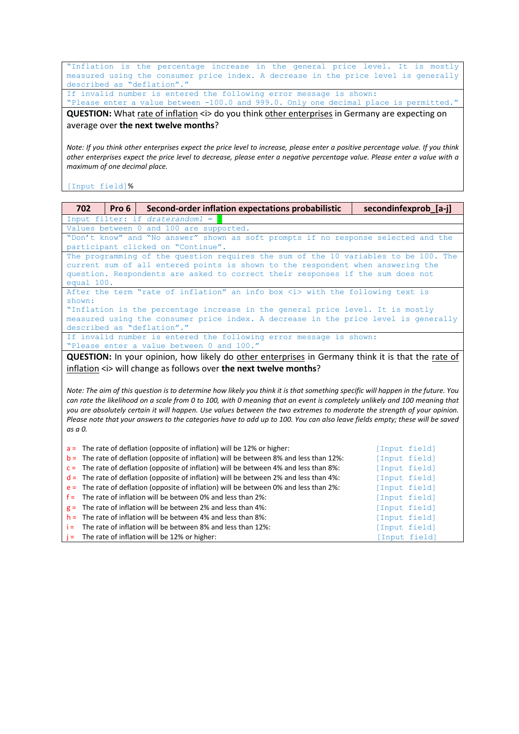"Inflation is the percentage increase in the general price level. It is mostly measured using the consumer price index. A decrease in the price level is generally described as "deflation"."

If invalid number is entered the following error message is shown:
"Please enter a value between -100.0 and 999.0. Only one decimal place is permitted."

**QUESTION:** What rate of inflation <i> do you think other enterprises in Germany are expecting on average over **the next twelve months**?

*Note: If you think other enterprises expect the price level to increase, please enter a positive percentage value. If you think other enterprises expect the price level to decrease, please enter a negative percentage value. Please enter a value with a maximum of one decimal place.*

[Input field]%

| 702 | Pro 6 | Second-order inflation expectations probabilistic | secondinfexprob_[a-j] |
|---|---|---|---|

Input filter: if *draterandom1* =

Values between 0 and 100 are supported.

"Don't know" and "No answer" shown as soft prompts if no response selected and the participant clicked on "Continue".

The programming of the question requires the sum of the 10 variables to be 100. The current sum of all entered points is shown to the respondent when answering the question. Respondents are asked to correct their responses if the sum does not equal 100.

After the term "rate of inflation" an info box <i> with the following text is shown:
"Inflation is the percentage increase in the general price level. It is mostly measured using the consumer price index. A decrease in the price level is generally described as "deflation"."

If invalid number is entered the following error message is shown:
"Please enter a value between 0 and 100."

**QUESTION:** In your opinion, how likely do other enterprises in Germany think it is that the rate of inflation <i> will change as follows over **the next twelve months**?

*Note: The aim of this question is to determine how likely you think it is that something specific will happen in the future. You can rate the likelihood on a scale from 0 to 100, with 0 meaning that an event is completely unlikely and 100 meaning that you are absolutely certain it will happen. Use values between the two extremes to moderate the strength of your opinion. Please note that your answers to the categories have to add up to 100. You can also leave fields empty; these will be saved as a 0.*

| | | |
|---|---|---|
| a = | The rate of deflation (opposite of inflation) will be 12% or higher: | [Input field] |
| b = | The rate of deflation (opposite of inflation) will be between 8% and less than 12%: | [Input field] |
| c = | The rate of deflation (opposite of inflation) will be between 4% and less than 8%: | [Input field] |
| d = | The rate of deflation (opposite of inflation) will be between 2% and less than 4%: | [Input field] |
| e = | The rate of deflation (opposite of inflation) will be between 0% and less than 2%: | [Input field] |
| f = | The rate of inflation will be between 0% and less than 2%: | [Input field] |
| g = | The rate of inflation will be between 2% and less than 4%: | [Input field] |
| h = | The rate of inflation will be between 4% and less than 8%: | [Input field] |
| i = | The rate of inflation will be between 8% and less than 12%: | [Input field] |
| j = | The rate of inflation will be 12% or higher: | [Input field] |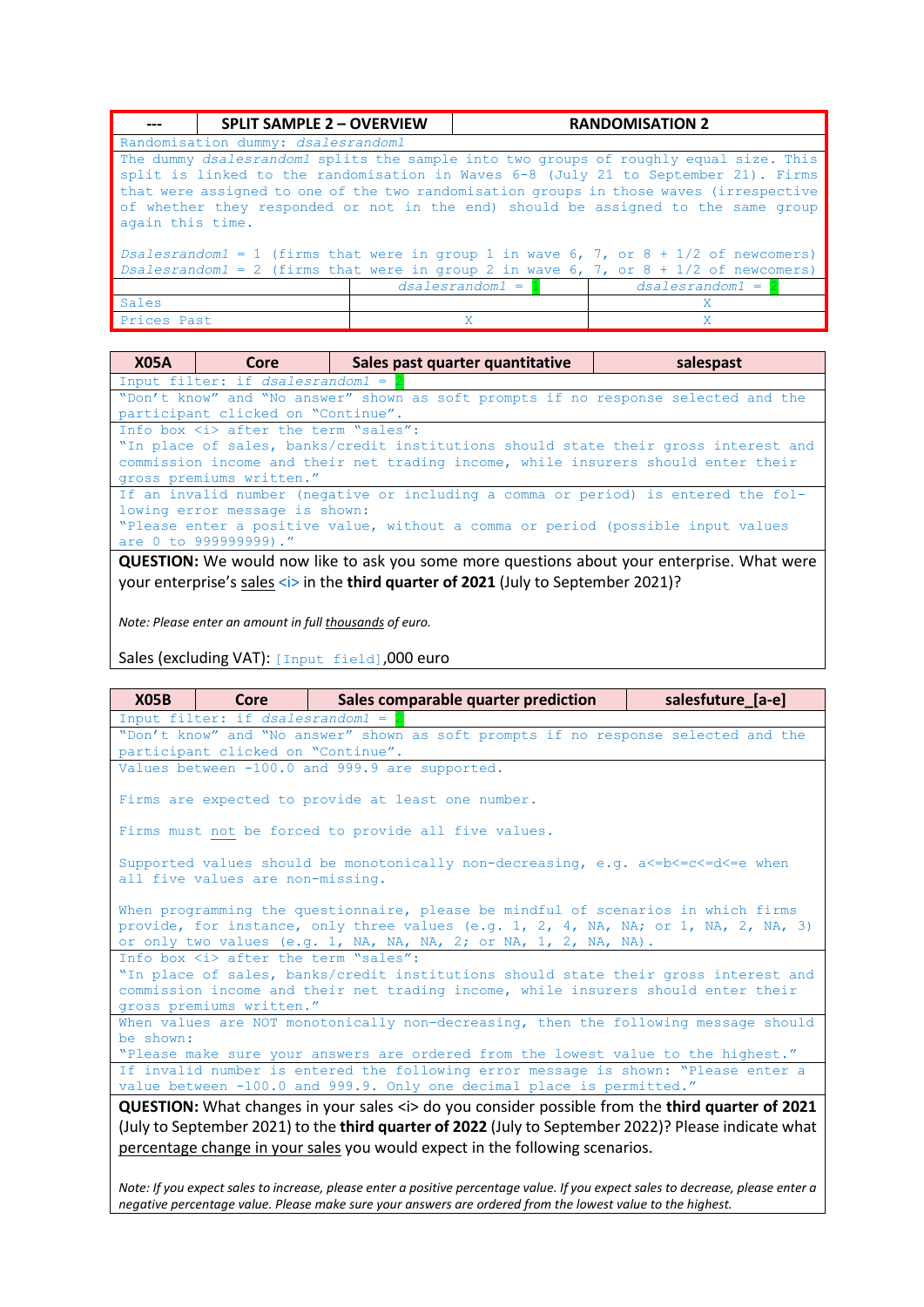| --- | SPLIT SAMPLE 2 – OVERVIEW | RANDOMISATION 2 |
|---|---|---|
| Randomisation dummy: *dsalesrandom1* | | |
| The dummy *dsalesrandom1* splits the sample into two groups of roughly equal size. This split is linked to the randomisation in Waves 6-8 (July 21 to September 21). Firms that were assigned to one of the two randomisation groups in those waves (irrespective of whether they responded or not in the end) should be assigned to the same group again this time.<br><br>*Dsalesrandom1* = 1 (firms that were in group 1 in wave 6, 7, or 8 + 1/2 of newcomers)<br>*Dsalesrandom1* = 2 (firms that were in group 2 in wave 6, 7, or 8 + 1/2 of newcomers) | | |
| | *dsalesrandom1* = 1 | *dsalesrandom1* = 2 |
| Sales | | X |
| Prices Past | X | X |

| X05A | Core | Sales past quarter quantitative | salespast |
|---|---|---|---|
| Input filter: if *dsalesrandom1* = 2 | | | |
| "Don't know" and "No answer" shown as soft prompts if no response selected and the participant clicked on "Continue". | | | |
| Info box <i> after the term "sales":<br>"In place of sales, banks/credit institutions should state their gross interest and commission income and their net trading income, while insurers should enter their gross premiums written." | | | |
| If an invalid number (negative or including a comma or period) is entered the following error message is shown:<br>"Please enter a positive value, without a comma or period (possible input values are 0 to 999999999)." | | | |
| **QUESTION:** We would now like to ask you some more questions about your enterprise. What were your enterprise's <u>sales</u> <i> in the **third quarter of 2021** (July to September 2021)?<br><br>*Note: Please enter an amount in full <u>thousands</u> of euro.*<br><br>Sales (excluding VAT): [Input field],000 euro | | | |

| X05B | Core | Sales comparable quarter prediction | salesfuture_[a-e] |
|---|---|---|---|
| Input filter: if *dsalesrandom1* = 2 | | | |
| "Don't know" and "No answer" shown as soft prompts if no response selected and the participant clicked on "Continue". | | | |
| Values between -100.0 and 999.9 are supported.<br><br>Firms are expected to provide at least one number.<br><br>Firms must <u>not</u> be forced to provide all five values.<br><br>Supported values should be monotonically non-decreasing, e.g. a<=b<=c<=d<=e when all five values are non-missing.<br><br>When programming the questionnaire, please be mindful of scenarios in which firms provide, for instance, only three values (e.g. 1, 2, 4, NA, NA; or 1, NA, 2, NA, 3) or only two values (e.g. 1, NA, NA, NA, 2; or NA, 1, 2, NA, NA). | | | |
| Info box <i> after the term "sales":<br>"In place of sales, banks/credit institutions should state their gross interest and commission income and their net trading income, while insurers should enter their gross premiums written." | | | |
| When values are NOT monotonically non-decreasing, then the following message should be shown:<br>"Please make sure your answers are ordered from the lowest value to the highest." | | | |
| If invalid number is entered the following error message is shown: "Please enter a value between -100.0 and 999.9. Only one decimal place is permitted." | | | |
| **QUESTION:** What changes in your sales <i> do you consider possible from the **third quarter of 2021** (July to September 2021) to the **third quarter of 2022** (July to September 2022)? Please indicate what <u>percentage change in your sales</u> you would expect in the following scenarios.<br><br>*Note: If you expect sales to increase, please enter a positive percentage value. If you expect sales to decrease, please enter a negative percentage value. Please make sure your answers are ordered from the lowest value to the highest.* | | | |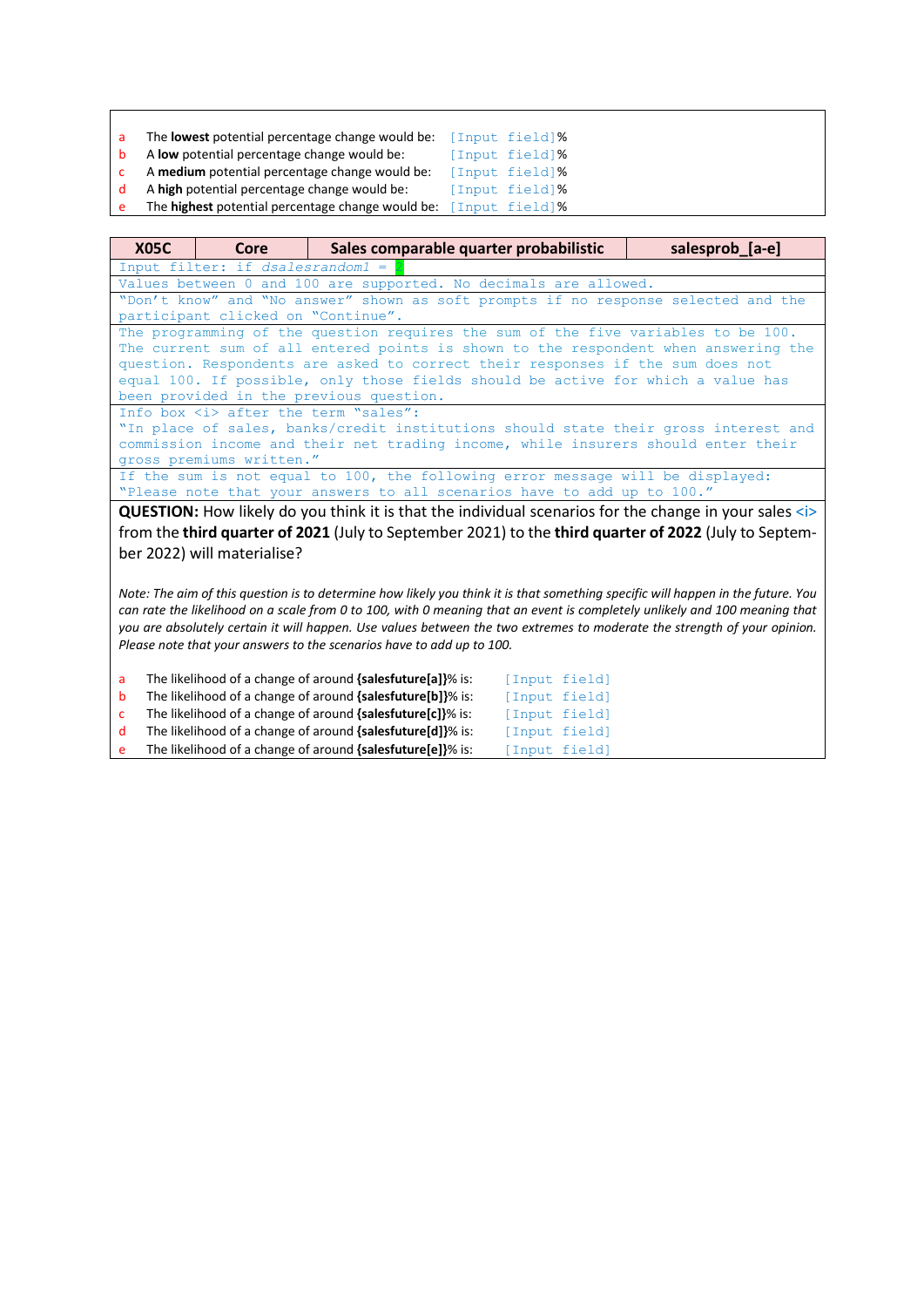| | | |
|---|---|---|
| a | The **lowest** potential percentage change would be: | [Input field]% |
| b | A **low** potential percentage change would be: | [Input field]% |
| c | A **medium** potential percentage change would be: | [Input field]% |
| d | A **high** potential percentage change would be: | [Input field]% |
| e | The **highest** potential percentage change would be: | [Input field]% |

| X05C | Core | Sales comparable quarter probabilistic | salesprob_[a-e] |
|---|---|---|---|

Input filter: if *dsalesrandom1* = 2

Values between 0 and 100 are supported. No decimals are allowed.

"Don't know" and "No answer" shown as soft prompts if no response selected and the participant clicked on "Continue".

The programming of the question requires the sum of the five variables to be 100. The current sum of all entered points is shown to the respondent when answering the question. Respondents are asked to correct their responses if the sum does not equal 100. If possible, only those fields should be active for which a value has been provided in the previous question.

Info box <i> after the term "sales":
"In place of sales, banks/credit institutions should state their gross interest and commission income and their net trading income, while insurers should enter their gross premiums written."

If the sum is not equal to 100, the following error message will be displayed:
"Please note that your answers to all scenarios have to add up to 100."

**QUESTION:** How likely do you think it is that the individual scenarios for the change in your sales <i> from the **third quarter of 2021** (July to September 2021) to the **third quarter of 2022** (July to September 2022) will materialise?

*Note: The aim of this question is to determine how likely you think it is that something specific will happen in the future. You can rate the likelihood on a scale from 0 to 100, with 0 meaning that an event is completely unlikely and 100 meaning that you are absolutely certain it will happen. Use values between the two extremes to moderate the strength of your opinion. Please note that your answers to the scenarios have to add up to 100.*

| | | |
|---|---|---|
| a | The likelihood of a change of around **{salesfuture[a]}**% is: | [Input field] |
| b | The likelihood of a change of around **{salesfuture[b]}**% is: | [Input field] |
| c | The likelihood of a change of around **{salesfuture[c]}**% is: | [Input field] |
| d | The likelihood of a change of around **{salesfuture[d]}**% is: | [Input field] |
| e | The likelihood of a change of around **{salesfuture[e]}**% is: | [Input field] |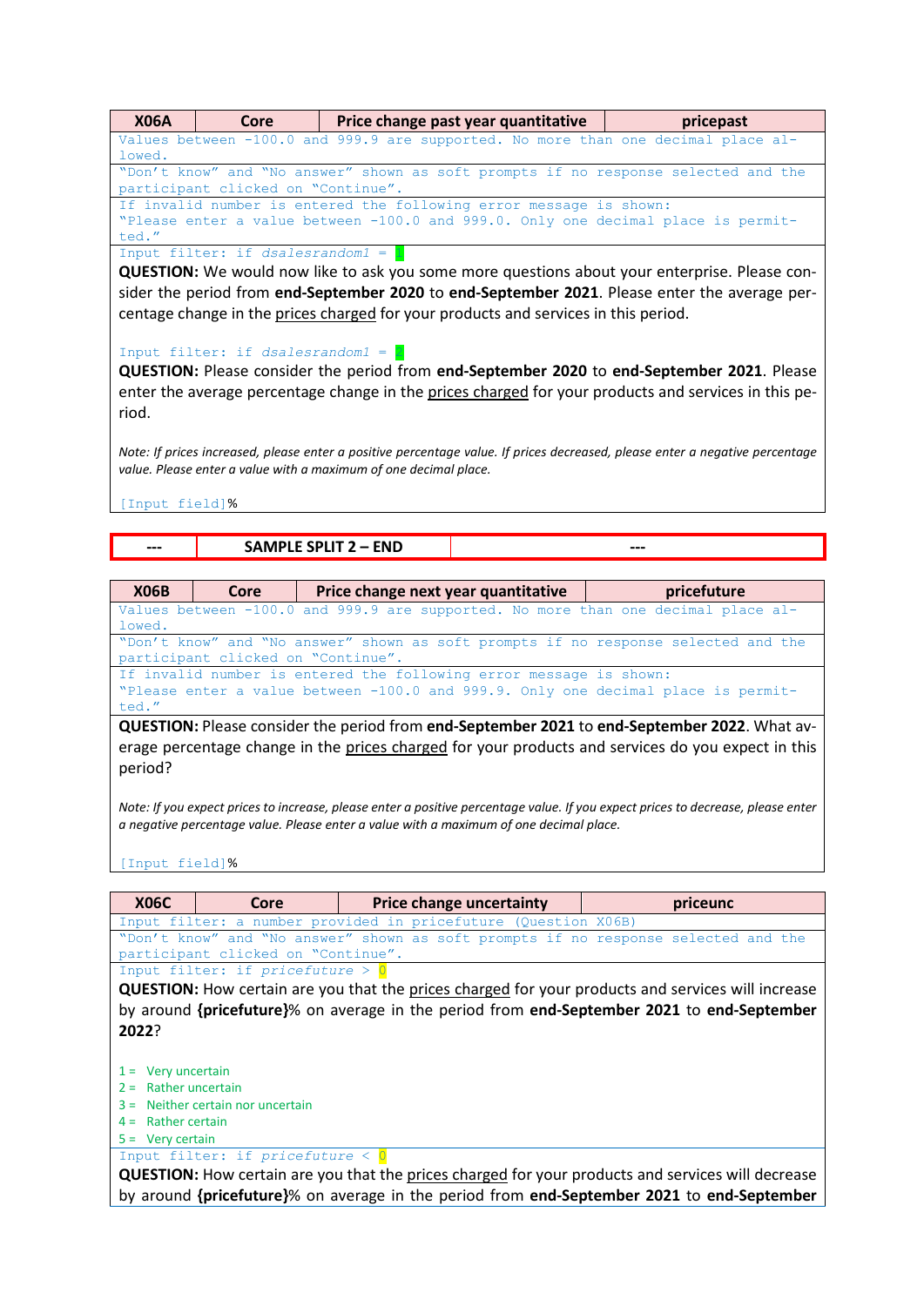| X06A | Core | Price change past year quantitative | pricepast |
|---|---|---|---|
| Values between -100.0 and 999.9 are supported. No more than one decimal place allowed. | | | |
| “Don’t know” and “No answer” shown as soft prompts if no response selected and the participant clicked on “Continue”. | | | |
| If invalid number is entered the following error message is shown: “Please enter a value between -100.0 and 999.0. Only one decimal place is permitted.” | | | |

Input filter: if *dsalesrandom1* = 1

**QUESTION:** We would now like to ask you some more questions about your enterprise. Please consider the period from **end-September 2020** to **end-September 2021**. Please enter the average percentage change in the prices charged for your products and services in this period.

Input filter: if *dsalesrandom1* = 2

**QUESTION:** Please consider the period from **end-September 2020** to **end-September 2021**. Please enter the average percentage change in the prices charged for your products and services in this period.

*Note: If prices increased, please enter a positive percentage value. If prices decreased, please enter a negative percentage value. Please enter a value with a maximum of one decimal place.*

[Input field]%

| --- | SAMPLE SPLIT 2 – END | --- |
|---|---|---|

| X06B | Core | Price change next year quantitative | pricefuture |
|---|---|---|---|
| Values between -100.0 and 999.9 are supported. No more than one decimal place allowed. | | | |
| “Don’t know” and “No answer” shown as soft prompts if no response selected and the participant clicked on “Continue”. | | | |
| If invalid number is entered the following error message is shown: “Please enter a value between -100.0 and 999.9. Only one decimal place is permitted.” | | | |

**QUESTION:** Please consider the period from **end-September 2021** to **end-September 2022**. What average percentage change in the prices charged for your products and services do you expect in this period?

*Note: If you expect prices to increase, please enter a positive percentage value. If you expect prices to decrease, please enter a negative percentage value. Please enter a value with a maximum of one decimal place.*

[Input field]%

| X06C | Core | Price change uncertainty | priceunc |
|---|---|---|---|
| Input filter: a number provided in pricefuture (Question X06B) | | | |
| “Don’t know” and “No answer” shown as soft prompts if no response selected and the participant clicked on “Continue”. | | | |

Input filter: if *pricefuture* > 0

**QUESTION:** How certain are you that the prices charged for your products and services will increase by around **{pricefuture}**% on average in the period from **end-September 2021** to **end-September 2022**?

1 = Very uncertain
2 = Rather uncertain
3 = Neither certain nor uncertain
4 = Rather certain
5 = Very certain

Input filter: if *pricefuture* < 0

**QUESTION:** How certain are you that the prices charged for your products and services will decrease by around **{pricefuture}**% on average in the period from **end-September 2021** to **end-September**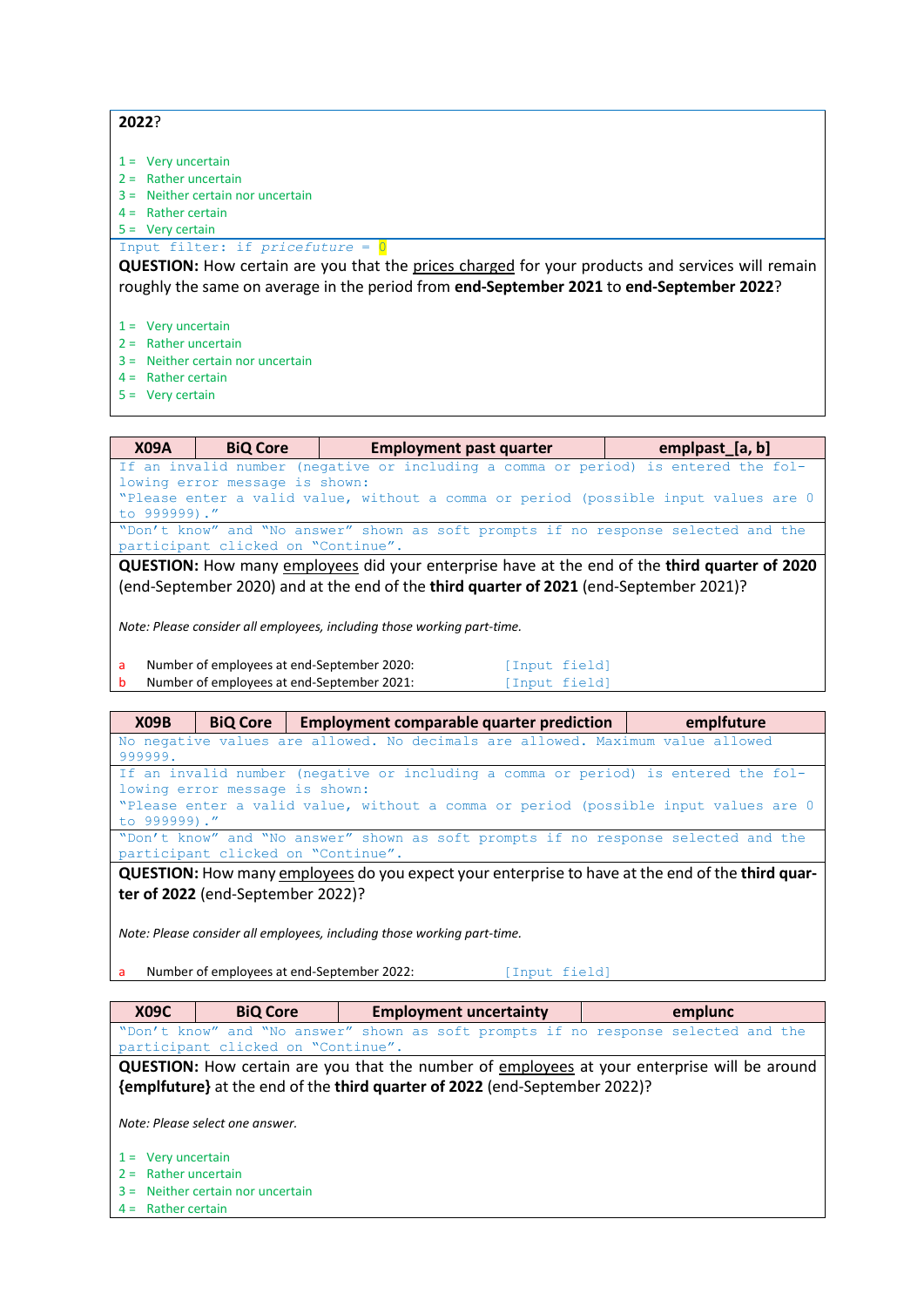**2022**?

1 = Very uncertain
2 = Rather uncertain
3 = Neither certain nor uncertain
4 = Rather certain
5 = Very certain

Input filter: if *pricefuture* = 0

**QUESTION:** How certain are you that the prices charged for your products and services will remain roughly the same on average in the period from **end-September 2021** to **end-September 2022**?

1 = Very uncertain
2 = Rather uncertain
3 = Neither certain nor uncertain
4 = Rather certain
5 = Very certain

| X09A | BiQ Core | Employment past quarter | emplpast_[a, b] |
|---|---|---|---|

If an invalid number (negative or including a comma or period) is entered the following error message is shown:
"Please enter a valid value, without a comma or period (possible input values are 0 to 999999)."

"Don't know" and "No answer" shown as soft prompts if no response selected and the participant clicked on "Continue".

**QUESTION:** How many employees did your enterprise have at the end of the **third quarter of 2020** (end-September 2020) and at the end of the **third quarter of 2021** (end-September 2021)?

*Note: Please consider all employees, including those working part-time.*

a Number of employees at end-September 2020: [Input field]
b Number of employees at end-September 2021: [Input field]

| X09B | BiQ Core | Employment comparable quarter prediction | emplfuture |
|---|---|---|---|

No negative values are allowed. No decimals are allowed. Maximum value allowed 999999.

If an invalid number (negative or including a comma or period) is entered the following error message is shown:
"Please enter a valid value, without a comma or period (possible input values are 0 to 999999)."

"Don't know" and "No answer" shown as soft prompts if no response selected and the participant clicked on "Continue".

**QUESTION:** How many employees do you expect your enterprise to have at the end of the **third quarter of 2022** (end-September 2022)?

*Note: Please consider all employees, including those working part-time.*

a Number of employees at end-September 2022: [Input field]

| X09C | BiQ Core | Employment uncertainty | emplunc |
|---|---|---|---|

"Don't know" and "No answer" shown as soft prompts if no response selected and the participant clicked on "Continue".

**QUESTION:** How certain are you that the number of employees at your enterprise will be around **{emplfuture}** at the end of the **third quarter of 2022** (end-September 2022)?

*Note: Please select one answer.*

1 = Very uncertain
2 = Rather uncertain
3 = Neither certain nor uncertain
4 = Rather certain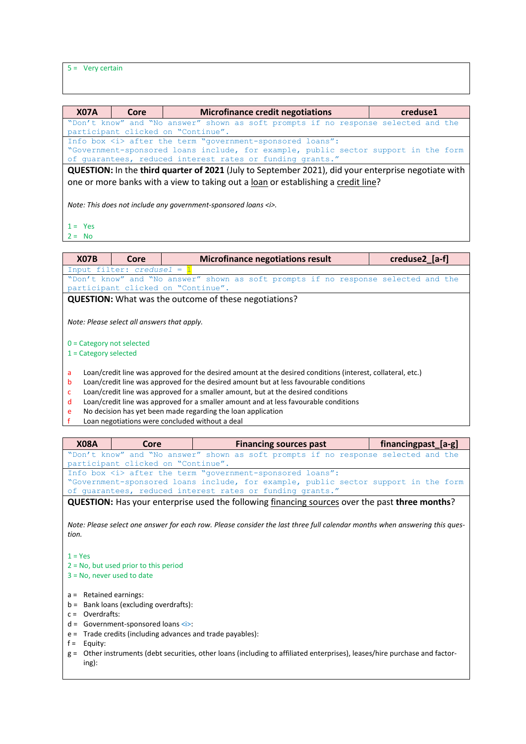5 = Very certain

| X07A | Core | Microfinance credit negotiations | creduse1 |
|---|---|---|---|

"Don't know" and "No answer" shown as soft prompts if no response selected and the participant clicked on "Continue".

Info box <i> after the term "government-sponsored loans": "Government-sponsored loans include, for example, public sector support in the form of guarantees, reduced interest rates or funding grants."

**QUESTION:** In the **third quarter of 2021** (July to September 2021), did your enterprise negotiate with one or more banks with a view to taking out a loan or establishing a credit line?

*Note: This does not include any government-sponsored loans <i>.*

1 = Yes
2 = No

| X07B | Core | Microfinance negotiations result | creduse2_[a-f] |
|---|---|---|---|

Input filter: *creduse1* = 1

"Don't know" and "No answer" shown as soft prompts if no response selected and the participant clicked on "Continue".

**QUESTION:** What was the outcome of these negotiations?

*Note: Please select all answers that apply.*

0 = Category not selected
1 = Category selected

- a Loan/credit line was approved for the desired amount at the desired conditions (interest, collateral, etc.)
- b Loan/credit line was approved for the desired amount but at less favourable conditions
- c Loan/credit line was approved for a smaller amount, but at the desired conditions
- d Loan/credit line was approved for a smaller amount and at less favourable conditions
- e No decision has yet been made regarding the loan application
- f Loan negotiations were concluded without a deal

| X08A | Core | Financing sources past | financingpast_[a-g] |
|---|---|---|---|

"Don't know" and "No answer" shown as soft prompts if no response selected and the participant clicked on "Continue".

Info box <i> after the term "government-sponsored loans": "Government-sponsored loans include, for example, public sector support in the form of guarantees, reduced interest rates or funding grants."

**QUESTION:** Has your enterprise used the following financing sources over the past **three months**?

*Note: Please select one answer for each row. Please consider the last three full calendar months when answering this question.*

1 = Yes
2 = No, but used prior to this period
3 = No, never used to date

- a = Retained earnings:
- b = Bank loans (excluding overdrafts):
- c = Overdrafts:
- d = Government-sponsored loans <i>:
- e = Trade credits (including advances and trade payables):
- f = Equity:
- g = Other instruments (debt securities, other loans (including to affiliated enterprises), leases/hire purchase and factoring):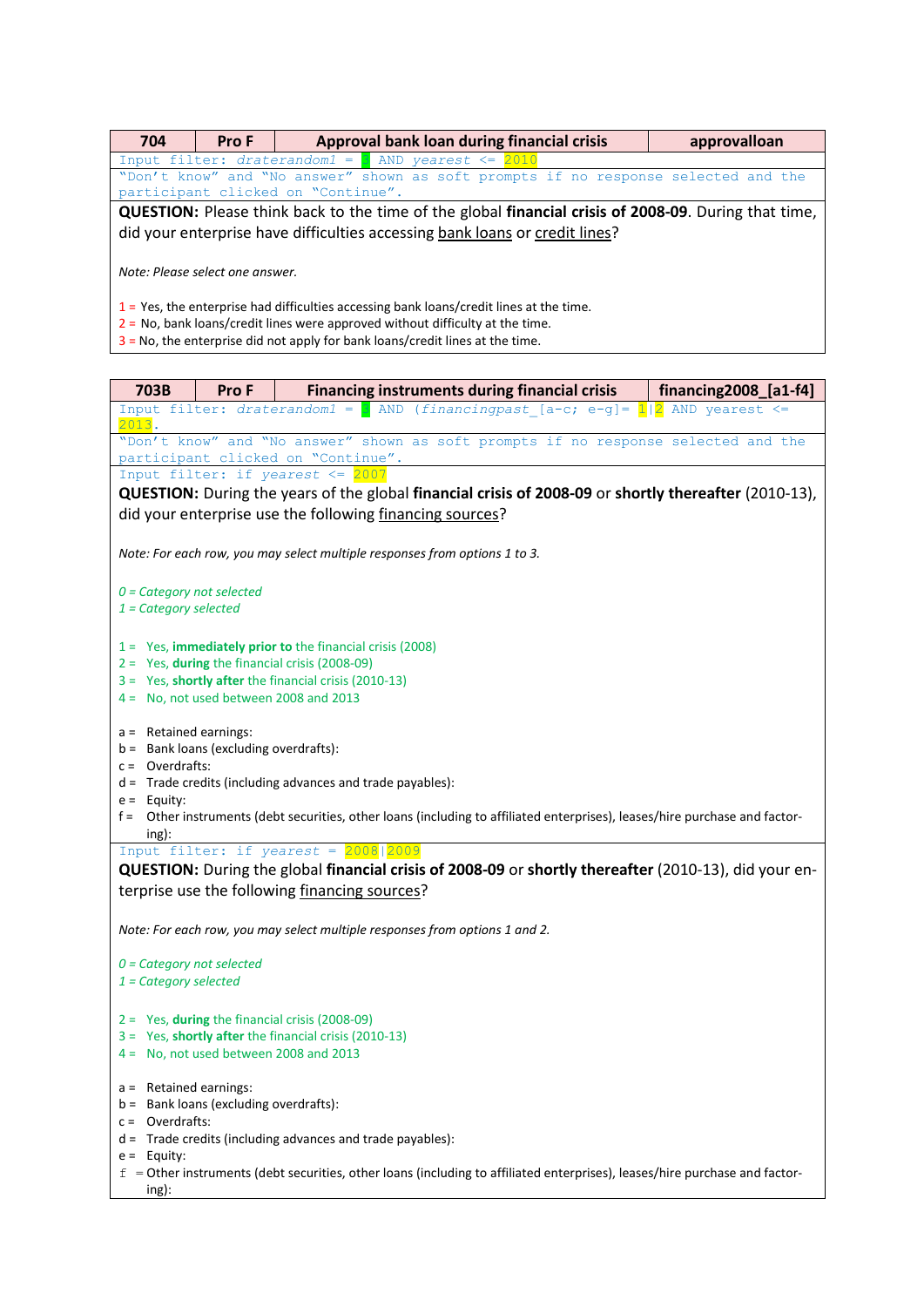| 704 | Pro F | Approval bank loan during financial crisis | approvalloan |
|---|---|---|---|

Input filter: *draterandom1* = 3 AND *yearest* <= 2010

"Don't know" and "No answer" shown as soft prompts if no response selected and the participant clicked on "Continue".

**QUESTION:** Please think back to the time of the global **financial crisis of 2008-09**. During that time, did your enterprise have difficulties accessing bank loans or credit lines?

*Note: Please select one answer.*

1 = Yes, the enterprise had difficulties accessing bank loans/credit lines at the time.
2 = No, bank loans/credit lines were approved without difficulty at the time.
3 = No, the enterprise did not apply for bank loans/credit lines at the time.

| 703B | Pro F | Financing instruments during financial crisis | financing2008_[a1-f4] |
|---|---|---|---|

Input filter: *draterandom1* = 3 AND (*financingpast_*[a-c; e-g]= 1|2 AND yearest <= 2013.

"Don't know" and "No answer" shown as soft prompts if no response selected and the participant clicked on "Continue".

Input filter: if *yearest* <= 2007

**QUESTION:** During the years of the global **financial crisis of 2008-09** or **shortly thereafter** (2010-13), did your enterprise use the following financing sources?

*Note: For each row, you may select multiple responses from options 1 to 3.*

*0 = Category not selected*
*1 = Category selected*

1 = Yes, **immediately prior to** the financial crisis (2008)
2 = Yes, **during** the financial crisis (2008-09)
3 = Yes, **shortly after** the financial crisis (2010-13)
4 = No, not used between 2008 and 2013

a = Retained earnings:
b = Bank loans (excluding overdrafts):
c = Overdrafts:
d = Trade credits (including advances and trade payables):
e = Equity:
f = Other instruments (debt securities, other loans (including to affiliated enterprises), leases/hire purchase and factoring):

Input filter: if *yearest* = 2008|2009

**QUESTION:** During the global **financial crisis of 2008-09** or **shortly thereafter** (2010-13), did your enterprise use the following financing sources?

*Note: For each row, you may select multiple responses from options 1 and 2.*

*0 = Category not selected*
*1 = Category selected*

2 = Yes, **during** the financial crisis (2008-09)
3 = Yes, **shortly after** the financial crisis (2010-13)
4 = No, not used between 2008 and 2013

a = Retained earnings:
b = Bank loans (excluding overdrafts):
c = Overdrafts:
d = Trade credits (including advances and trade payables):
e = Equity:
f = Other instruments (debt securities, other loans (including to affiliated enterprises), leases/hire purchase and factoring):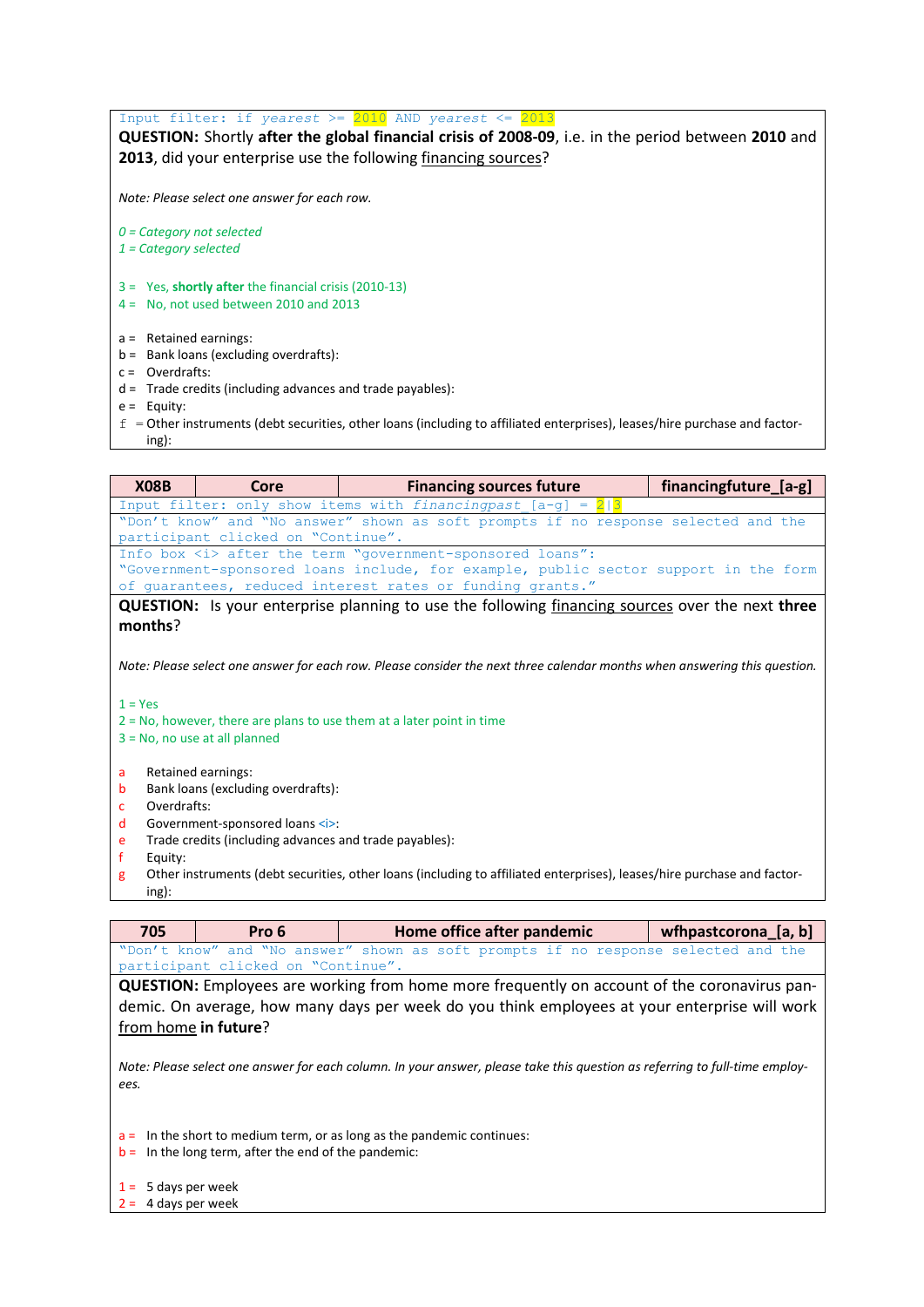Input filter: if *yearest* >= 2010 AND *yearest* <= 2013

**QUESTION:** Shortly **after the global financial crisis of 2008-09**, i.e. in the period between **2010** and **2013**, did your enterprise use the following financing sources?

*Note: Please select one answer for each row.*

*0 = Category not selected*
*1 = Category selected*

3 = Yes, **shortly after** the financial crisis (2010-13)
4 = No, not used between 2010 and 2013

a = Retained earnings:
b = Bank loans (excluding overdrafts):
c = Overdrafts:
d = Trade credits (including advances and trade payables):
e = Equity:
f = Other instruments (debt securities, other loans (including to affiliated enterprises), leases/hire purchase and factoring):

| X08B | Core | Financing sources future | financingfuture_[a-g] |
|---|---|---|---|

Input filter: only show items with *financingpast* [a-g] = 2|3

"Don't know" and "No answer" shown as soft prompts if no response selected and the participant clicked on "Continue".

Info box <i> after the term "government-sponsored loans": "Government-sponsored loans include, for example, public sector support in the form of guarantees, reduced interest rates or funding grants."

**QUESTION:** Is your enterprise planning to use the following financing sources over the next **three months**?

*Note: Please select one answer for each row. Please consider the next three calendar months when answering this question.*

1 = Yes
2 = No, however, there are plans to use them at a later point in time
3 = No, no use at all planned

a Retained earnings:
b Bank loans (excluding overdrafts):
c Overdrafts:
d Government-sponsored loans <i>:
e Trade credits (including advances and trade payables):
f Equity:
g Other instruments (debt securities, other loans (including to affiliated enterprises), leases/hire purchase and factoring):

| 705 | Pro 6 | Home office after pandemic | wfhpastcorona_[a, b] |
|---|---|---|---|

"Don't know" and "No answer" shown as soft prompts if no response selected and the participant clicked on "Continue".

**QUESTION:** Employees are working from home more frequently on account of the coronavirus pandemic. On average, how many days per week do you think employees at your enterprise will work from home **in future**?

*Note: Please select one answer for each column. In your answer, please take this question as referring to full-time employees.*

a = In the short to medium term, or as long as the pandemic continues:
b = In the long term, after the end of the pandemic:

1 = 5 days per week
2 = 4 days per week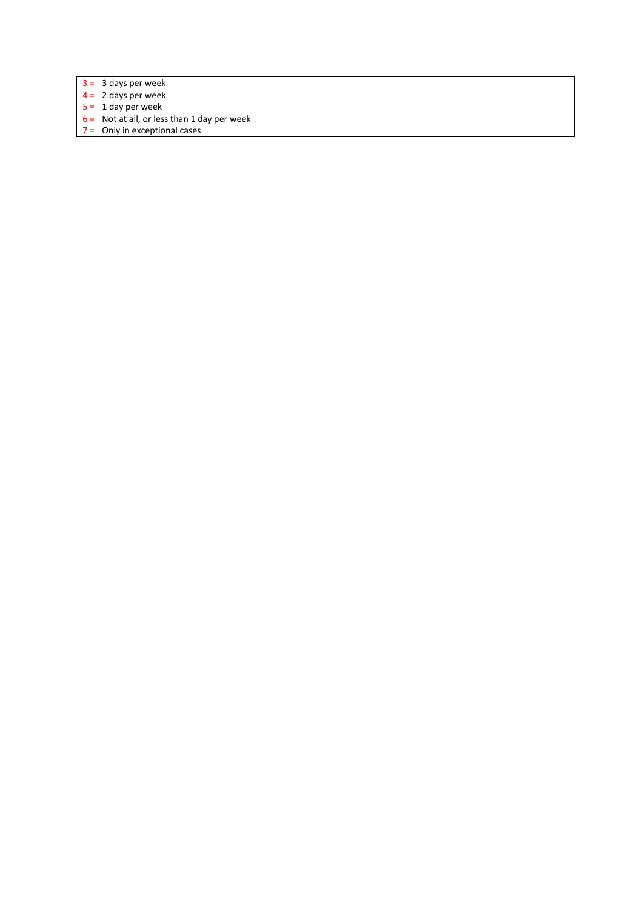3 = 3 days per week
4 = 2 days per week
5 = 1 day per week
6 = Not at all, or less than 1 day per week
7 = Only in exceptional cases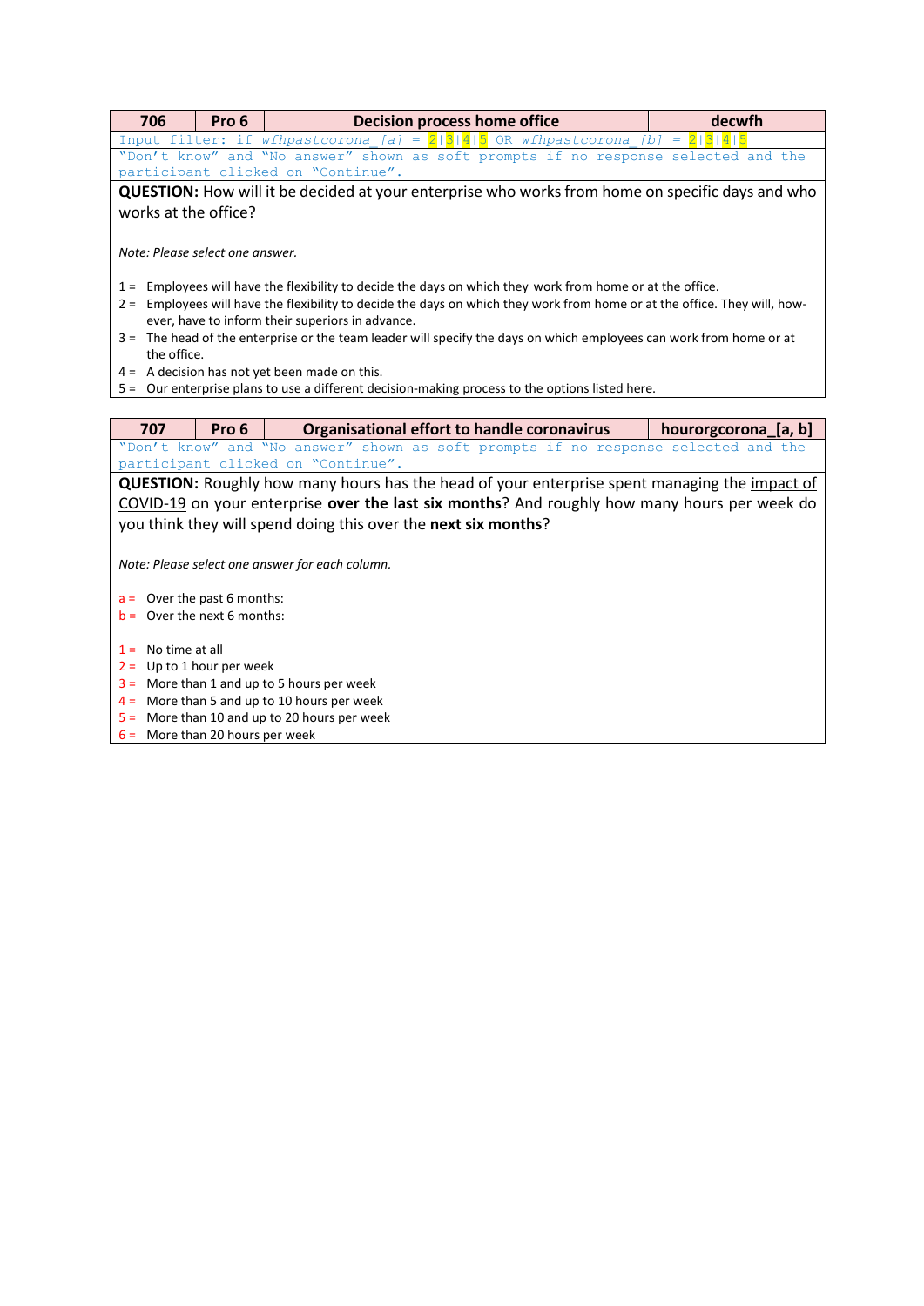| 706 | Pro 6 | Decision process home office | decwfh |
|---|---|---|---|

Input filter: if wfhpastcorona_[a] = 2|3|4|5 OR wfhpastcorona_[b] = 2|3|4|5

"Don't know" and "No answer" shown as soft prompts if no response selected and the participant clicked on "Continue".

**QUESTION:** How will it be decided at your enterprise who works from home on specific days and who works at the office?

*Note: Please select one answer.*

1 = Employees will have the flexibility to decide the days on which they work from home or at the office.
2 = Employees will have the flexibility to decide the days on which they work from home or at the office. They will, however, have to inform their superiors in advance.
3 = The head of the enterprise or the team leader will specify the days on which employees can work from home or at the office.
4 = A decision has not yet been made on this.
5 = Our enterprise plans to use a different decision-making process to the options listed here.

| 707 | Pro 6 | Organisational effort to handle coronavirus | hourorgcorona_[a, b] |
|---|---|---|---|

"Don't know" and "No answer" shown as soft prompts if no response selected and the participant clicked on "Continue".

**QUESTION:** Roughly how many hours has the head of your enterprise spent managing the impact of COVID-19 on your enterprise **over the last six months**? And roughly how many hours per week do you think they will spend doing this over the **next six months**?

*Note: Please select one answer for each column.*

a = Over the past 6 months:
b = Over the next 6 months:

1 = No time at all
2 = Up to 1 hour per week
3 = More than 1 and up to 5 hours per week
4 = More than 5 and up to 10 hours per week
5 = More than 10 and up to 20 hours per week
6 = More than 20 hours per week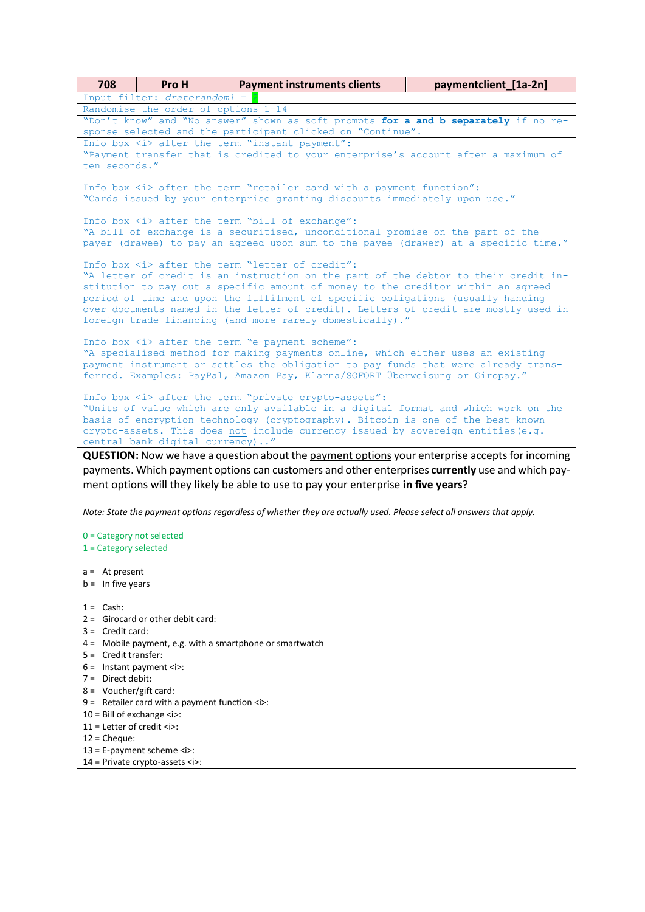| 708 | Pro H | Payment instruments clients | paymentclient_[1a-2n] |
|---|---|---|---|

Input filter: *draterandom1* = 2

Randomise the order of options 1-14

"Don't know" and "No answer" shown as soft prompts **for a and b separately** if no response selected and the participant clicked on "Continue".

Info box <i> after the term "instant payment":
"Payment transfer that is credited to your enterprise's account after a maximum of ten seconds."

Info box <i> after the term "retailer card with a payment function":
"Cards issued by your enterprise granting discounts immediately upon use."

Info box <i> after the term "bill of exchange":
"A bill of exchange is a securitised, unconditional promise on the part of the payer (drawee) to pay an agreed upon sum to the payee (drawer) at a specific time."

Info box <i> after the term "letter of credit":
"A letter of credit is an instruction on the part of the debtor to their credit institution to pay out a specific amount of money to the creditor within an agreed period of time and upon the fulfilment of specific obligations (usually handing over documents named in the letter of credit). Letters of credit are mostly used in foreign trade financing (and more rarely domestically)."

Info box <i> after the term "e-payment scheme":
"A specialised method for making payments online, which either uses an existing payment instrument or settles the obligation to pay funds that were already transferred. Examples: PayPal, Amazon Pay, Klarna/SOFORT Überweisung or Giropay."

Info box <i> after the term "private crypto-assets":
"Units of value which are only available in a digital format and which work on the basis of encryption technology (cryptography). Bitcoin is one of the best-known crypto-assets. This does not include currency issued by sovereign entities (e.g. central bank digital currency).."

**QUESTION:** Now we have a question about the payment options your enterprise accepts for incoming payments. Which payment options can customers and other enterprises **currently** use and which payment options will they likely be able to use to pay your enterprise **in five years**?

*Note: State the payment options regardless of whether they are actually used. Please select all answers that apply.*

0 = Category not selected
1 = Category selected

a = At present
b = In five years

1 = Cash:
2 = Girocard or other debit card:
3 = Credit card:
4 = Mobile payment, e.g. with a smartphone or smartwatch
5 = Credit transfer:
6 = Instant payment <i>:
7 = Direct debit:
8 = Voucher/gift card:
9 = Retailer card with a payment function <i>:
10 = Bill of exchange <i>:
11 = Letter of credit <i>:
12 = Cheque:
13 = E-payment scheme <i>:
14 = Private crypto-assets <i>: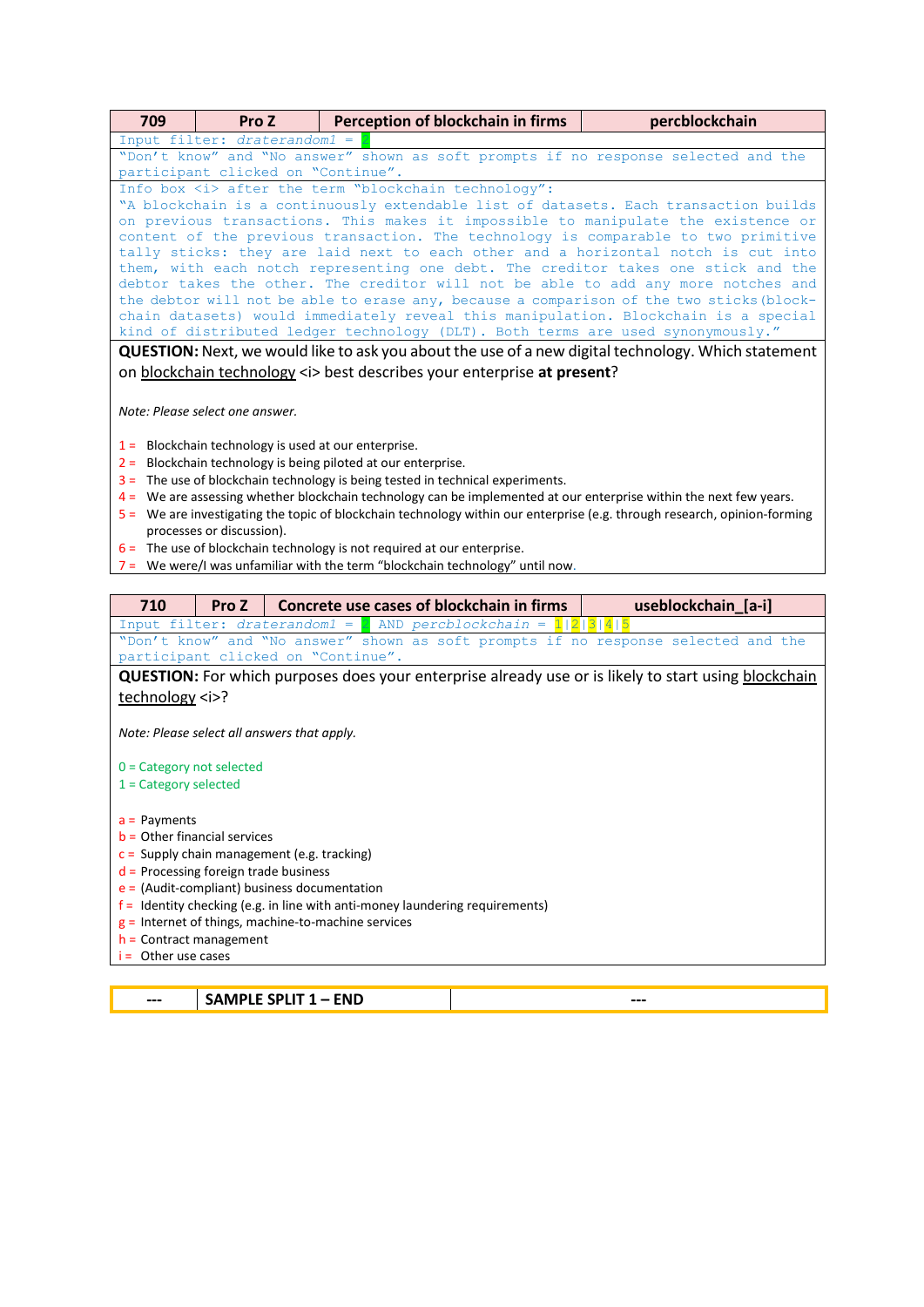| 709 | Pro Z | Perception of blockchain in firms | percblockchain |
|---|---|---|---|

Input filter: *draterandom1* = 2

"Don't know" and "No answer" shown as soft prompts if no response selected and the participant clicked on "Continue".

Info box <i> after the term "blockchain technology":
"A blockchain is a continuously extendable list of datasets. Each transaction builds on previous transactions. This makes it impossible to manipulate the existence or content of the previous transaction. The technology is comparable to two primitive tally sticks: they are laid next to each other and a horizontal notch is cut into them, with each notch representing one debt. The creditor takes one stick and the debtor takes the other. The creditor will not be able to add any more notches and the debtor will not be able to erase any, because a comparison of the two sticks (block-chain datasets) would immediately reveal this manipulation. Blockchain is a special kind of distributed ledger technology (DLT). Both terms are used synonymously."

**QUESTION:** Next, we would like to ask you about the use of a new digital technology. Which statement on blockchain technology <i> best describes your enterprise **at present**?

*Note: Please select one answer.*

1 = Blockchain technology is used at our enterprise.
2 = Blockchain technology is being piloted at our enterprise.
3 = The use of blockchain technology is being tested in technical experiments.
4 = We are assessing whether blockchain technology can be implemented at our enterprise within the next few years.
5 = We are investigating the topic of blockchain technology within our enterprise (e.g. through research, opinion-forming processes or discussion).
6 = The use of blockchain technology is not required at our enterprise.
7 = We were/I was unfamiliar with the term "blockchain technology" until now.

| 710 | Pro Z | Concrete use cases of blockchain in firms | useblockchain_[a-i] |
|---|---|---|---|

Input filter: *draterandom1* = 2 AND *percblockchain* = 1|2|3|4|5

"Don't know" and "No answer" shown as soft prompts if no response selected and the participant clicked on "Continue".

**QUESTION:** For which purposes does your enterprise already use or is likely to start using blockchain technology <i>?

*Note: Please select all answers that apply.*

0 = Category not selected
1 = Category selected

a = Payments
b = Other financial services
c = Supply chain management (e.g. tracking)
d = Processing foreign trade business
e = (Audit-compliant) business documentation
f = Identity checking (e.g. in line with anti-money laundering requirements)
g = Internet of things, machine-to-machine services
h = Contract management
i = Other use cases

| --- | SAMPLE SPLIT 1 – END | --- |
|---|---|---|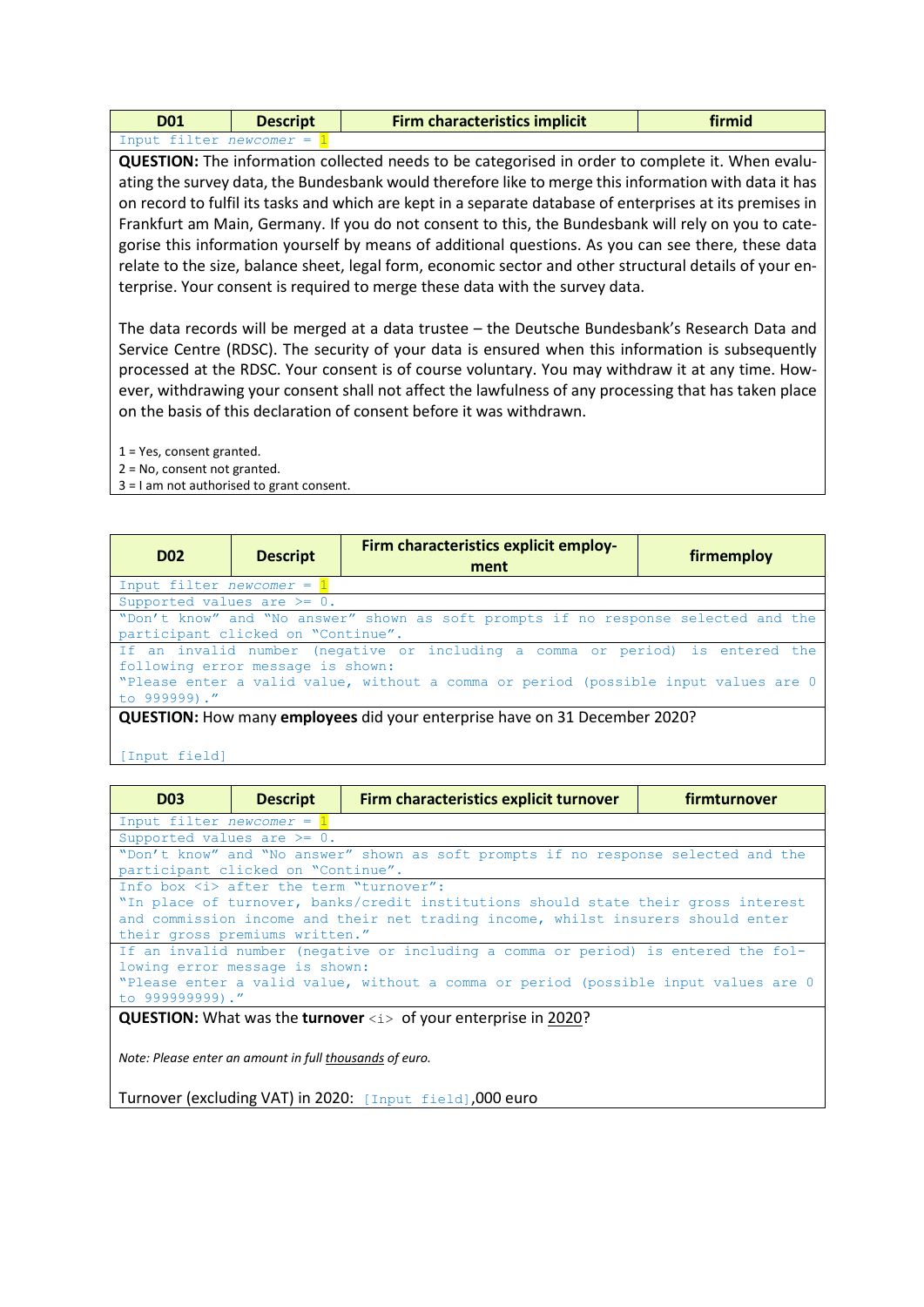| D01 | Descript | Firm characteristics implicit | firmid |
|---|---|---|---|

Input filter *newcomer* = 1

**QUESTION:** The information collected needs to be categorised in order to complete it. When evaluating the survey data, the Bundesbank would therefore like to merge this information with data it has on record to fulfil its tasks and which are kept in a separate database of enterprises at its premises in Frankfurt am Main, Germany. If you do not consent to this, the Bundesbank will rely on you to categorise this information yourself by means of additional questions. As you can see there, these data relate to the size, balance sheet, legal form, economic sector and other structural details of your enterprise. Your consent is required to merge these data with the survey data.

The data records will be merged at a data trustee – the Deutsche Bundesbank's Research Data and Service Centre (RDSC). The security of your data is ensured when this information is subsequently processed at the RDSC. Your consent is of course voluntary. You may withdraw it at any time. However, withdrawing your consent shall not affect the lawfulness of any processing that has taken place on the basis of this declaration of consent before it was withdrawn.

1 = Yes, consent granted.
2 = No, consent not granted.
3 = I am not authorised to grant consent.

| D02 | Descript | Firm characteristics explicit employment | firmemploy |
|---|---|---|---|

Input filter *newcomer* = 1

Supported values are >= 0.

"Don't know" and "No answer" shown as soft prompts if no response selected and the participant clicked on "Continue".

If an invalid number (negative or including a comma or period) is entered the following error message is shown:
"Please enter a valid value, without a comma or period (possible input values are 0 to 999999)."

**QUESTION:** How many **employees** did your enterprise have on 31 December 2020?

[Input field]

| D03 | Descript | Firm characteristics explicit turnover | firmturnover |
|---|---|---|---|

Input filter *newcomer* = 1

Supported values are >= 0.

"Don't know" and "No answer" shown as soft prompts if no response selected and the participant clicked on "Continue".

Info box <i> after the term "turnover":
"In place of turnover, banks/credit institutions should state their gross interest and commission income and their net trading income, whilst insurers should enter their gross premiums written."

If an invalid number (negative or including a comma or period) is entered the following error message is shown:
"Please enter a valid value, without a comma or period (possible input values are 0 to 999999999)."

**QUESTION:** What was the **turnover** <i> of your enterprise in 2020?

*Note: Please enter an amount in full thousands of euro.*

Turnover (excluding VAT) in 2020: [Input field],000 euro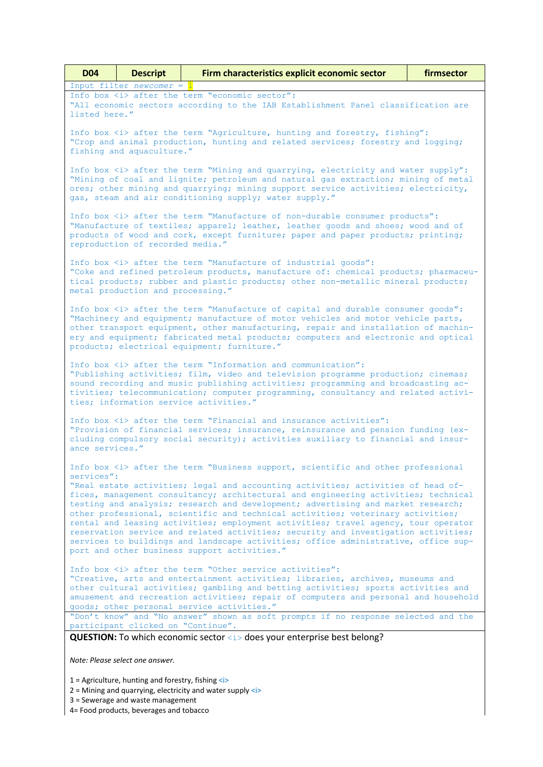| D04 | Descript | Firm characteristics explicit economic sector | firmsector |
|---|---|---|---|

Input filter *newcomer* = 1

Info box <i> after the term “economic sector”:
“All economic sectors according to the IAB Establishment Panel classification are listed here.”

Info box <i> after the term “Agriculture, hunting and forestry, fishing”:
“Crop and animal production, hunting and related services; forestry and logging; fishing and aquaculture.”

Info box <i> after the term “Mining and quarrying, electricity and water supply”:
“Mining of coal and lignite; petroleum and natural gas extraction; mining of metal ores; other mining and quarrying; mining support service activities; electricity, gas, steam and air conditioning supply; water supply.”

Info box <i> after the term “Manufacture of non-durable consumer products”:
“Manufacture of textiles; apparel; leather, leather goods and shoes; wood and of products of wood and cork, except furniture; paper and paper products; printing; reproduction of recorded media.”

Info box <i> after the term “Manufacture of industrial goods”:
“Coke and refined petroleum products, manufacture of: chemical products; pharmaceutical products; rubber and plastic products; other non-metallic mineral products; metal production and processing.”

Info box <i> after the term “Manufacture of capital and durable consumer goods”:
“Machinery and equipment; manufacture of motor vehicles and motor vehicle parts, other transport equipment, other manufacturing, repair and installation of machinery and equipment; fabricated metal products; computers and electronic and optical products; electrical equipment; furniture.”

Info box <i> after the term “Information and communication”:
“Publishing activities; film, video and television programme production; cinemas; sound recording and music publishing activities; programming and broadcasting activities; telecommunication; computer programming, consultancy and related activities; information service activities.”

Info box <i> after the term “Financial and insurance activities”:
“Provision of financial services; insurance, reinsurance and pension funding (excluding compulsory social security); activities auxiliary to financial and insurance services.”

Info box <i> after the term “Business support, scientific and other professional services”:
“Real estate activities; legal and accounting activities; activities of head offices, management consultancy; architectural and engineering activities; technical testing and analysis; research and development; advertising and market research; other professional, scientific and technical activities; veterinary activities; rental and leasing activities; employment activities; travel agency, tour operator reservation service and related activities; security and investigation activities; services to buildings and landscape activities; office administrative, office support and other business support activities.”

Info box <i> after the term “Other service activities”:
“Creative, arts and entertainment activities; libraries, archives, museums and other cultural activities; gambling and betting activities; sports activities and amusement and recreation activities; repair of computers and personal and household goods; other personal service activities.”

“Don’t know” and “No answer” shown as soft prompts if no response selected and the participant clicked on “Continue”.

**QUESTION:** To which economic sector <i> does your enterprise best belong?

*Note: Please select one answer.*

1 = Agriculture, hunting and forestry, fishing <i>
2 = Mining and quarrying, electricity and water supply <i>
3 = Sewerage and waste management
4= Food products, beverages and tobacco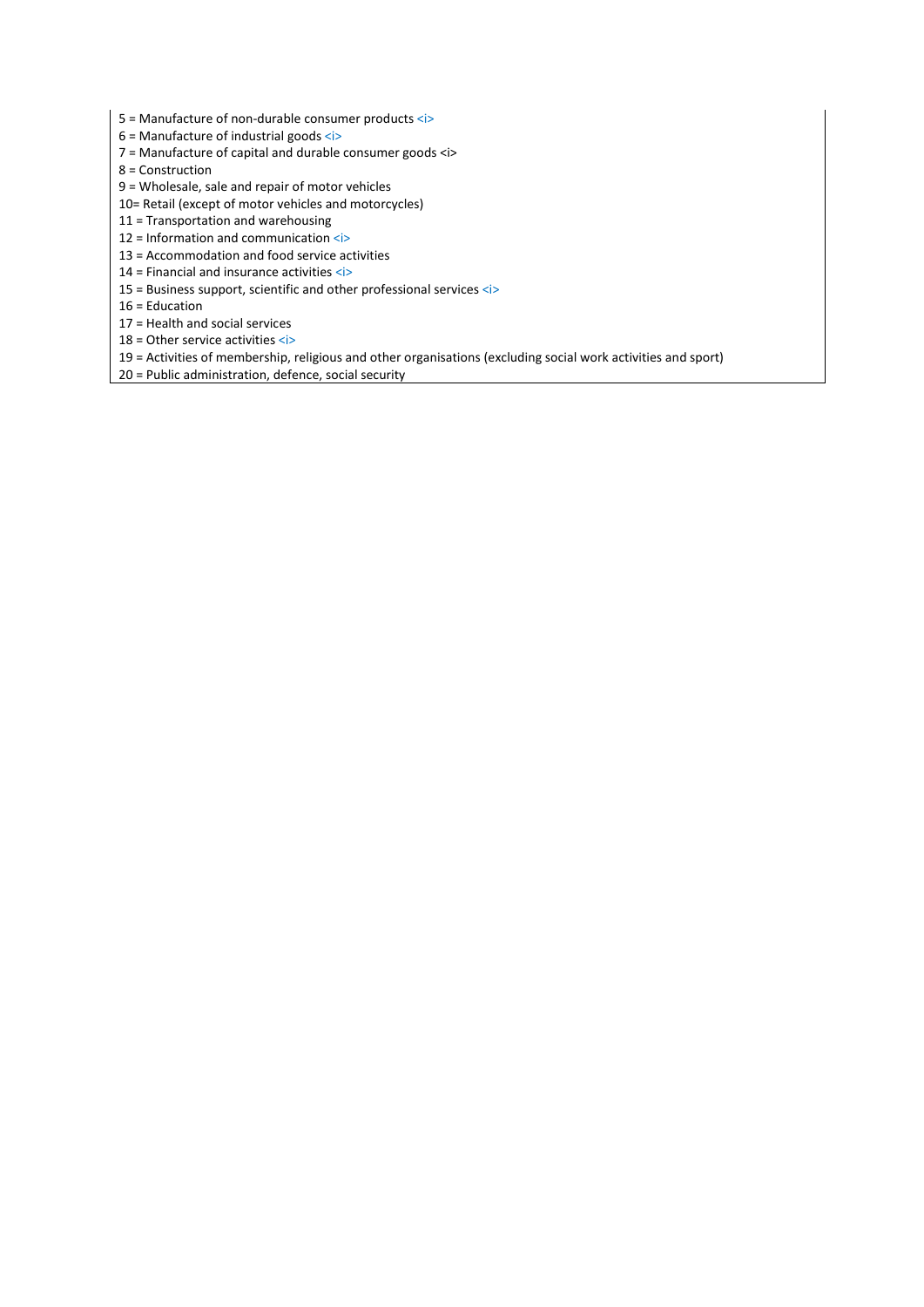5 = Manufacture of non-durable consumer products <i>
6 = Manufacture of industrial goods <i>
7 = Manufacture of capital and durable consumer goods <i>
8 = Construction
9 = Wholesale, sale and repair of motor vehicles
10= Retail (except of motor vehicles and motorcycles)
11 = Transportation and warehousing
12 = Information and communication <i>
13 = Accommodation and food service activities
14 = Financial and insurance activities <i>
15 = Business support, scientific and other professional services <i>
16 = Education
17 = Health and social services
18 = Other service activities <i>
19 = Activities of membership, religious and other organisations (excluding social work activities and sport)
20 = Public administration, defence, social security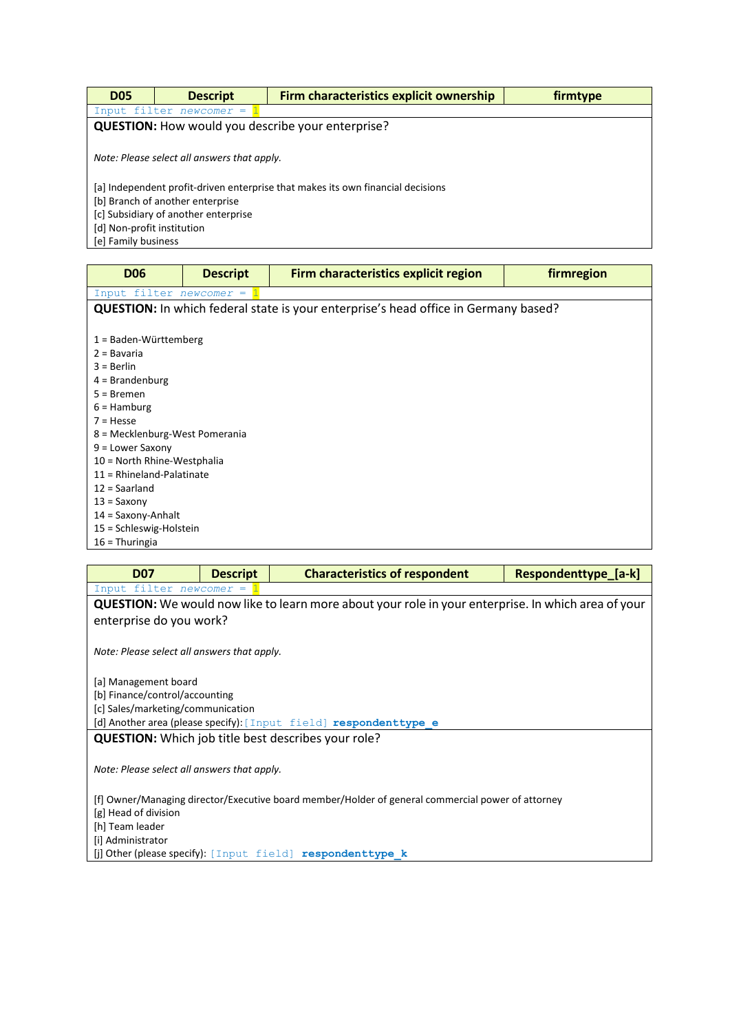| D05 | Descript | Firm characteristics explicit ownership | firmtype |
|---|---|---|---|

Input filter *newcomer* = 1

**QUESTION:** How would you describe your enterprise?

*Note: Please select all answers that apply.*

[a] Independent profit-driven enterprise that makes its own financial decisions
[b] Branch of another enterprise
[c] Subsidiary of another enterprise
[d] Non-profit institution
[e] Family business

| D06 | Descript | Firm characteristics explicit region | firmregion |
|---|---|---|---|

Input filter *newcomer* = 1

**QUESTION:** In which federal state is your enterprise's head office in Germany based?

1 = Baden-Württemberg
2 = Bavaria
3 = Berlin
4 = Brandenburg
5 = Bremen
6 = Hamburg
7 = Hesse
8 = Mecklenburg-West Pomerania
9 = Lower Saxony
10 = North Rhine-Westphalia
11 = Rhineland-Palatinate
12 = Saarland
13 = Saxony
14 = Saxony-Anhalt
15 = Schleswig-Holstein
16 = Thuringia

| D07 | Descript | Characteristics of respondent | Respondenttype_[a-k] |
|---|---|---|---|

Input filter *newcomer* = 1

**QUESTION:** We would now like to learn more about your role in your enterprise. In which area of your enterprise do you work?

*Note: Please select all answers that apply.*

[a] Management board
[b] Finance/control/accounting
[c] Sales/marketing/communication
[d] Another area (please specify): [Input field] **respondenttype_e**

**QUESTION:** Which job title best describes your role?

*Note: Please select all answers that apply.*

[f] Owner/Managing director/Executive board member/Holder of general commercial power of attorney
[g] Head of division
[h] Team leader
[i] Administrator
[j] Other (please specify): [Input field] **respondenttype_k**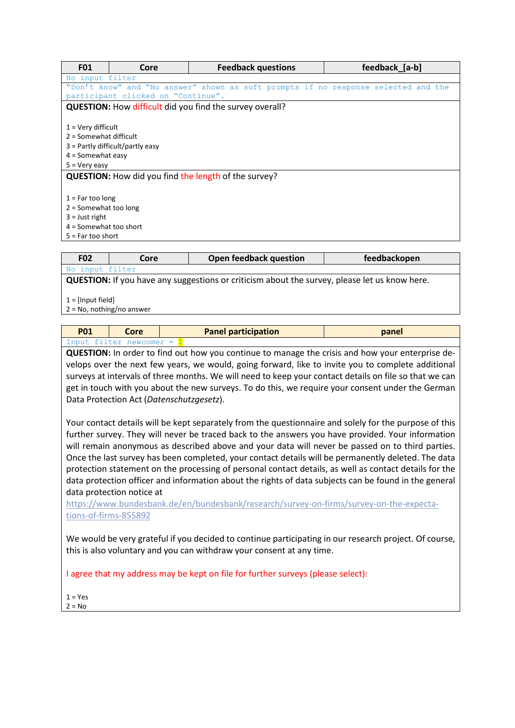| F01 | Core | Feedback questions | feedback_[a-b] |
|---|---|---|---|

`No input filter`

`"Don't know" and "No answer" shown as soft prompts if no response selected and the participant clicked on "Continue".`

**QUESTION:** How difficult did you find the survey overall?

1 = Very difficult
2 = Somewhat difficult
3 = Partly difficult/partly easy
4 = Somewhat easy
5 = Very easy

**QUESTION:** How did you find the length of the survey?

1 = Far too long
2 = Somewhat too long
3 = Just right
4 = Somewhat too short
5 = Far too short

| F02 | Core | Open feedback question | feedbackopen |
|---|---|---|---|

`No input filter`

**QUESTION:** If you have any suggestions or criticism about the survey, please let us know here.

1 = [Input field]
2 = No, nothing/no answer

| P01 | Core | Panel participation | panel |
|---|---|---|---|

`Input filter newcomer = 1`

**QUESTION:** In order to find out how you continue to manage the crisis and how your enterprise develops over the next few years, we would, going forward, like to invite you to complete additional surveys at intervals of three months. We will need to keep your contact details on file so that we can get in touch with you about the new surveys. To do this, we require your consent under the German Data Protection Act (*Datenschutzgesetz*).

Your contact details will be kept separately from the questionnaire and solely for the purpose of this further survey. They will never be traced back to the answers you have provided. Your information will remain anonymous as described above and your data will never be passed on to third parties. Once the last survey has been completed, your contact details will be permanently deleted. The data protection statement on the processing of personal contact details, as well as contact details for the data protection officer and information about the rights of data subjects can be found in the general data protection notice at https://www.bundesbank.de/en/bundesbank/research/survey-on-firms/survey-on-the-expectations-of-firms-855892

We would be very grateful if you decided to continue participating in our research project. Of course, this is also voluntary and you can withdraw your consent at any time.

I agree that my address may be kept on file for further surveys (please select):

1 = Yes
2 = No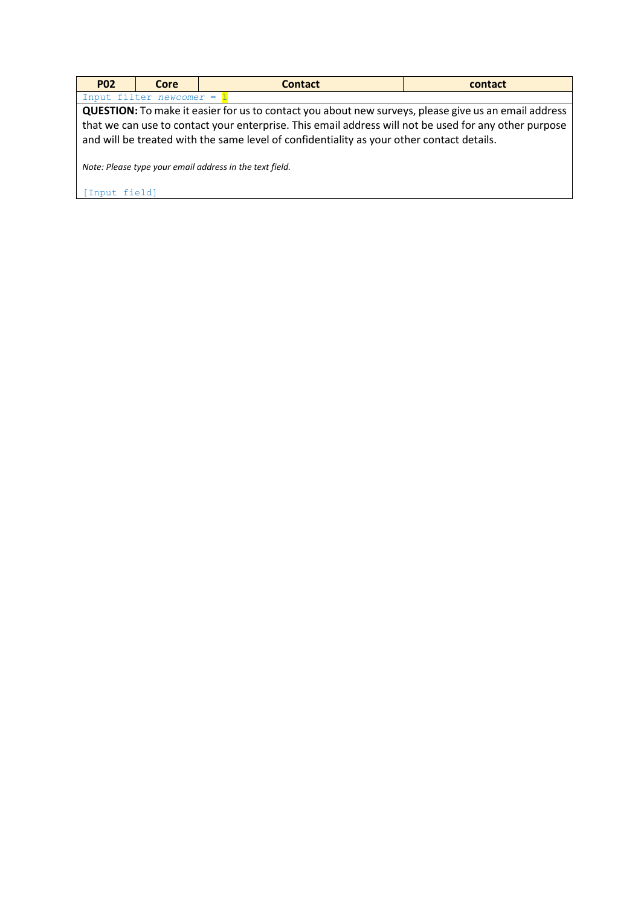| P02 | Core | Contact | contact |
| --- | --- | --- | --- |
| Input filter *newcomer* = 1 | | | |
| **QUESTION:** To make it easier for us to contact you about new surveys, please give us an email address that we can use to contact your enterprise. This email address will not be used for any other purpose and will be treated with the same level of confidentiality as your other contact details.<br><br>*Note: Please type your email address in the text field.*<br><br>[Input field] | | | |